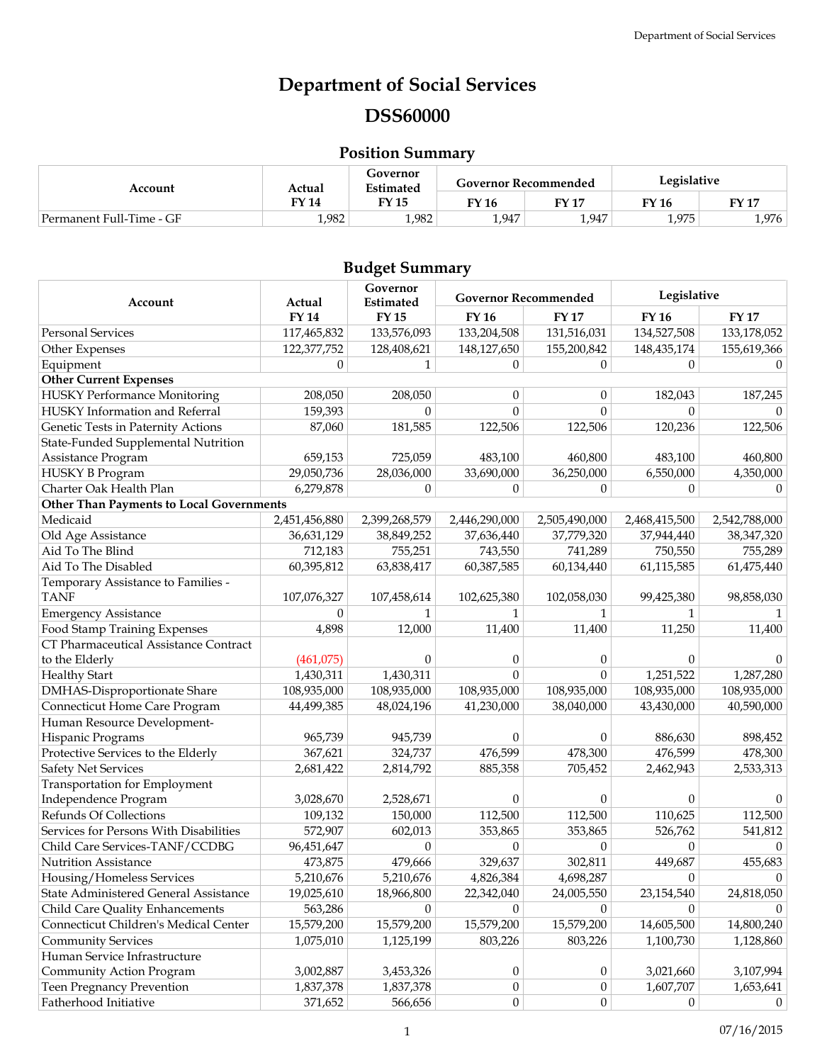# Department of Social Services

# DSS60000

## Position Summary

| Account | Actual | Governor Estimated | Governor Recommended | | Legislative | |
|---|---|---|---|---|---|---|
| | FY 14 | FY 15 | FY 16 | FY 17 | FY 16 | FY 17 |
| Permanent Full-Time - GF | 1,982 | 1,982 | 1,947 | 1,947 | 1,975 | 1,976 |

## Budget Summary

| Account | Actual | Governor Estimated | Governor Recommended | | Legislative | |
|---|---|---|---|---|---|---|
| | FY 14 | FY 15 | FY 16 | FY 17 | FY 16 | FY 17 |
| Personal Services | 117,465,832 | 133,576,093 | 133,204,508 | 131,516,031 | 134,527,508 | 133,178,052 |
| Other Expenses | 122,377,752 | 128,408,621 | 148,127,650 | 155,200,842 | 148,435,174 | 155,619,366 |
| Equipment | 0 | 1 | 0 | 0 | 0 | 0 |
| **Other Current Expenses** | | | | | | |
| HUSKY Performance Monitoring | 208,050 | 208,050 | 0 | 0 | 182,043 | 187,245 |
| HUSKY Information and Referral | 159,393 | 0 | 0 | 0 | 0 | 0 |
| Genetic Tests in Paternity Actions | 87,060 | 181,585 | 122,506 | 122,506 | 120,236 | 122,506 |
| State-Funded Supplemental Nutrition Assistance Program | 659,153 | 725,059 | 483,100 | 460,800 | 483,100 | 460,800 |
| HUSKY B Program | 29,050,736 | 28,036,000 | 33,690,000 | 36,250,000 | 6,550,000 | 4,350,000 |
| Charter Oak Health Plan | 6,279,878 | 0 | 0 | 0 | 0 | 0 |
| **Other Than Payments to Local Governments** | | | | | | |
| Medicaid | 2,451,456,880 | 2,399,268,579 | 2,446,290,000 | 2,505,490,000 | 2,468,415,500 | 2,542,788,000 |
| Old Age Assistance | 36,631,129 | 38,849,252 | 37,636,440 | 37,779,320 | 37,944,440 | 38,347,320 |
| Aid To The Blind | 712,183 | 755,251 | 743,550 | 741,289 | 750,550 | 755,289 |
| Aid To The Disabled | 60,395,812 | 63,838,417 | 60,387,585 | 60,134,440 | 61,115,585 | 61,475,440 |
| Temporary Assistance to Families - TANF | 107,076,327 | 107,458,614 | 102,625,380 | 102,058,030 | 99,425,380 | 98,858,030 |
| Emergency Assistance | 0 | 1 | 1 | 1 | 1 | 1 |
| Food Stamp Training Expenses | 4,898 | 12,000 | 11,400 | 11,400 | 11,250 | 11,400 |
| CT Pharmaceutical Assistance Contract to the Elderly | (461,075) | 0 | 0 | 0 | 0 | 0 |
| Healthy Start | 1,430,311 | 1,430,311 | 0 | 0 | 1,251,522 | 1,287,280 |
| DMHAS-Disproportionate Share | 108,935,000 | 108,935,000 | 108,935,000 | 108,935,000 | 108,935,000 | 108,935,000 |
| Connecticut Home Care Program | 44,499,385 | 48,024,196 | 41,230,000 | 38,040,000 | 43,430,000 | 40,590,000 |
| Human Resource Development-Hispanic Programs | 965,739 | 945,739 | 0 | 0 | 886,630 | 898,452 |
| Protective Services to the Elderly | 367,621 | 324,737 | 476,599 | 478,300 | 476,599 | 478,300 |
| Safety Net Services | 2,681,422 | 2,814,792 | 885,358 | 705,452 | 2,462,943 | 2,533,313 |
| Transportation for Employment Independence Program | 3,028,670 | 2,528,671 | 0 | 0 | 0 | 0 |
| Refunds Of Collections | 109,132 | 150,000 | 112,500 | 112,500 | 110,625 | 112,500 |
| Services for Persons With Disabilities | 572,907 | 602,013 | 353,865 | 353,865 | 526,762 | 541,812 |
| Child Care Services-TANF/CCDBG | 96,451,647 | 0 | 0 | 0 | 0 | 0 |
| Nutrition Assistance | 473,875 | 479,666 | 329,637 | 302,811 | 449,687 | 455,683 |
| Housing/Homeless Services | 5,210,676 | 5,210,676 | 4,826,384 | 4,698,287 | 0 | 0 |
| State Administered General Assistance | 19,025,610 | 18,966,800 | 22,342,040 | 24,005,550 | 23,154,540 | 24,818,050 |
| Child Care Quality Enhancements | 563,286 | 0 | 0 | 0 | 0 | 0 |
| Connecticut Children's Medical Center | 15,579,200 | 15,579,200 | 15,579,200 | 15,579,200 | 14,605,500 | 14,800,240 |
| Community Services | 1,075,010 | 1,125,199 | 803,226 | 803,226 | 1,100,730 | 1,128,860 |
| Human Service Infrastructure Community Action Program | 3,002,887 | 3,453,326 | 0 | 0 | 3,021,660 | 3,107,994 |
| Teen Pregnancy Prevention | 1,837,378 | 1,837,378 | 0 | 0 | 1,607,707 | 1,653,641 |
| Fatherhood Initiative | 371,652 | 566,656 | 0 | 0 | 0 | 0 |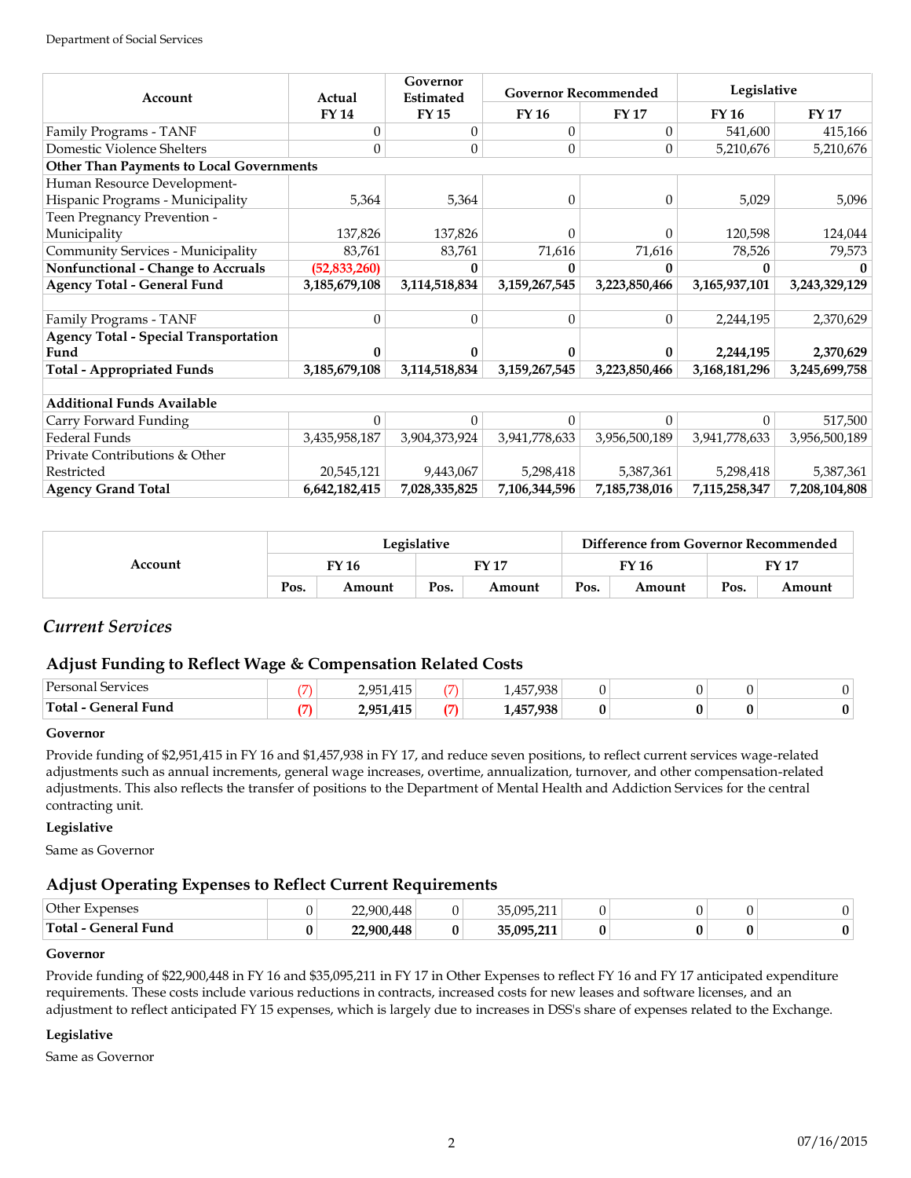| Account | Actual | Governor Estimated | Governor Recommended | | Legislative | |
|---|---|---|---|---|---|---|
| | FY 14 | FY 15 | FY 16 | FY 17 | FY 16 | FY 17 |
| Family Programs - TANF | 0 | 0 | 0 | 0 | 541,600 | 415,166 |
| Domestic Violence Shelters | 0 | 0 | 0 | 0 | 5,210,676 | 5,210,676 |
| **Other Than Payments to Local Governments** | | | | | | |
| Human Resource Development-Hispanic Programs - Municipality | 5,364 | 5,364 | 0 | 0 | 5,029 | 5,096 |
| Teen Pregnancy Prevention - Municipality | 137,826 | 137,826 | 0 | 0 | 120,598 | 124,044 |
| Community Services - Municipality | 83,761 | 83,761 | 71,616 | 71,616 | 78,526 | 79,573 |
| **Nonfunctional - Change to Accruals** | **(52,833,260)** | **0** | **0** | **0** | **0** | **0** |
| **Agency Total - General Fund** | **3,185,679,108** | **3,114,518,834** | **3,159,267,545** | **3,223,850,466** | **3,165,937,101** | **3,243,329,129** |
| | | | | | | |
| Family Programs - TANF | 0 | 0 | 0 | 0 | 2,244,195 | 2,370,629 |
| **Agency Total - Special Transportation Fund** | **0** | **0** | **0** | **0** | **2,244,195** | **2,370,629** |
| **Total - Appropriated Funds** | **3,185,679,108** | **3,114,518,834** | **3,159,267,545** | **3,223,850,466** | **3,168,181,296** | **3,245,699,758** |
| | | | | | | |
| **Additional Funds Available** | | | | | | |
| Carry Forward Funding | 0 | 0 | 0 | 0 | 0 | 517,500 |
| Federal Funds | 3,435,958,187 | 3,904,373,924 | 3,941,778,633 | 3,956,500,189 | 3,941,778,633 | 3,956,500,189 |
| Private Contributions & Other Restricted | 20,545,121 | 9,443,067 | 5,298,418 | 5,387,361 | 5,298,418 | 5,387,361 |
| **Agency Grand Total** | **6,642,182,415** | **7,028,335,825** | **7,106,344,596** | **7,185,738,016** | **7,115,258,347** | **7,208,104,808** |

| Account | Legislative | | | | Difference from Governor Recommended | | | |
|---|---|---|---|---|---|---|---|---|
| | FY 16 | | FY 17 | | FY 16 | | FY 17 | |
| | Pos. | Amount | Pos. | Amount | Pos. | Amount | Pos. | Amount |

## *Current Services*

### Adjust Funding to Reflect Wage & Compensation Related Costs

| Account | Pos. | Amount | Pos. | Amount | Pos. | Amount | Pos. | Amount |
|---|---|---|---|---|---|---|---|---|
| Personal Services | (7) | 2,951,415 | (7) | 1,457,938 | 0 | 0 | 0 | 0 |
| **Total - General Fund** | **(7)** | **2,951,415** | **(7)** | **1,457,938** | **0** | **0** | **0** | **0** |

**Governor**

Provide funding of $2,951,415 in FY 16 and $1,457,938 in FY 17, and reduce seven positions, to reflect current services wage-related adjustments such as annual increments, general wage increases, overtime, annualization, turnover, and other compensation-related adjustments. This also reflects the transfer of positions to the Department of Mental Health and Addiction Services for the central contracting unit.

**Legislative**

Same as Governor

### Adjust Operating Expenses to Reflect Current Requirements

| Account | Pos. | Amount | Pos. | Amount | Pos. | Amount | Pos. | Amount |
|---|---|---|---|---|---|---|---|---|
| Other Expenses | 0 | 22,900,448 | 0 | 35,095,211 | 0 | 0 | 0 | 0 |
| **Total - General Fund** | **0** | **22,900,448** | **0** | **35,095,211** | **0** | **0** | **0** | **0** |

**Governor**

Provide funding of $22,900,448 in FY 16 and $35,095,211 in FY 17 in Other Expenses to reflect FY 16 and FY 17 anticipated expenditure requirements. These costs include various reductions in contracts, increased costs for new leases and software licenses, and an adjustment to reflect anticipated FY 15 expenses, which is largely due to increases in DSS's share of expenses related to the Exchange.

**Legislative**

Same as Governor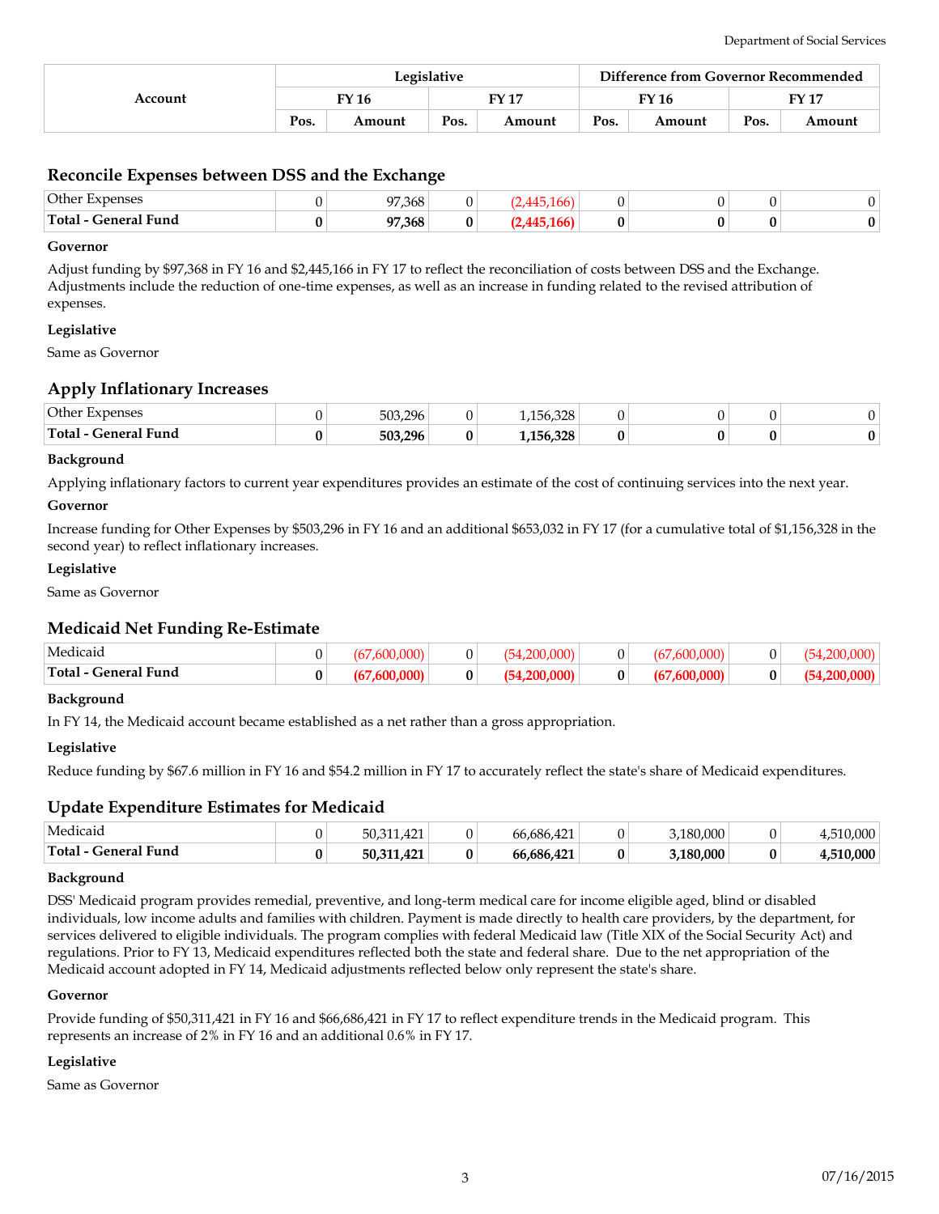| Account | Legislative | | | | Difference from Governor Recommended | | | |
|---|---|---|---|---|---|---|---|---|
| | FY 16 | | FY 17 | | FY 16 | | FY 17 | |
| | Pos. | Amount | Pos. | Amount | Pos. | Amount | Pos. | Amount |

## Reconcile Expenses between DSS and the Exchange

| Account | FY 16 Pos. | FY 16 Amount | FY 17 Pos. | FY 17 Amount | Diff FY 16 Pos. | Diff FY 16 Amount | Diff FY 17 Pos. | Diff FY 17 Amount |
|---|---|---|---|---|---|---|---|---|
| Other Expenses | 0 | 97,368 | 0 | (2,445,166) | 0 | 0 | 0 | 0 |
| **Total - General Fund** | **0** | **97,368** | **0** | **(2,445,166)** | **0** | **0** | **0** | **0** |

**Governor**

Adjust funding by $97,368 in FY 16 and $2,445,166 in FY 17 to reflect the reconciliation of costs between DSS and the Exchange. Adjustments include the reduction of one-time expenses, as well as an increase in funding related to the revised attribution of expenses.

**Legislative**

Same as Governor

## Apply Inflationary Increases

| Account | FY 16 Pos. | FY 16 Amount | FY 17 Pos. | FY 17 Amount | Diff FY 16 Pos. | Diff FY 16 Amount | Diff FY 17 Pos. | Diff FY 17 Amount |
|---|---|---|---|---|---|---|---|---|
| Other Expenses | 0 | 503,296 | 0 | 1,156,328 | 0 | 0 | 0 | 0 |
| **Total - General Fund** | **0** | **503,296** | **0** | **1,156,328** | **0** | **0** | **0** | **0** |

**Background**

Applying inflationary factors to current year expenditures provides an estimate of the cost of continuing services into the next year.

**Governor**

Increase funding for Other Expenses by $503,296 in FY 16 and an additional $653,032 in FY 17 (for a cumulative total of $1,156,328 in the second year) to reflect inflationary increases.

**Legislative**

Same as Governor

## Medicaid Net Funding Re-Estimate

| Account | FY 16 Pos. | FY 16 Amount | FY 17 Pos. | FY 17 Amount | Diff FY 16 Pos. | Diff FY 16 Amount | Diff FY 17 Pos. | Diff FY 17 Amount |
|---|---|---|---|---|---|---|---|---|
| Medicaid | 0 | (67,600,000) | 0 | (54,200,000) | 0 | (67,600,000) | 0 | (54,200,000) |
| **Total - General Fund** | **0** | **(67,600,000)** | **0** | **(54,200,000)** | **0** | **(67,600,000)** | **0** | **(54,200,000)** |

**Background**

In FY 14, the Medicaid account became established as a net rather than a gross appropriation.

**Legislative**

Reduce funding by $67.6 million in FY 16 and $54.2 million in FY 17 to accurately reflect the state's share of Medicaid expenditures.

## Update Expenditure Estimates for Medicaid

| Account | FY 16 Pos. | FY 16 Amount | FY 17 Pos. | FY 17 Amount | Diff FY 16 Pos. | Diff FY 16 Amount | Diff FY 17 Pos. | Diff FY 17 Amount |
|---|---|---|---|---|---|---|---|---|
| Medicaid | 0 | 50,311,421 | 0 | 66,686,421 | 0 | 3,180,000 | 0 | 4,510,000 |
| **Total - General Fund** | **0** | **50,311,421** | **0** | **66,686,421** | **0** | **3,180,000** | **0** | **4,510,000** |

**Background**

DSS' Medicaid program provides remedial, preventive, and long-term medical care for income eligible aged, blind or disabled individuals, low income adults and families with children. Payment is made directly to health care providers, by the department, for services delivered to eligible individuals. The program complies with federal Medicaid law (Title XIX of the Social Security Act) and regulations. Prior to FY 13, Medicaid expenditures reflected both the state and federal share. Due to the net appropriation of the Medicaid account adopted in FY 14, Medicaid adjustments reflected below only represent the state's share.

**Governor**

Provide funding of $50,311,421 in FY 16 and $66,686,421 in FY 17 to reflect expenditure trends in the Medicaid program. This represents an increase of 2% in FY 16 and an additional 0.6% in FY 17.

**Legislative**

Same as Governor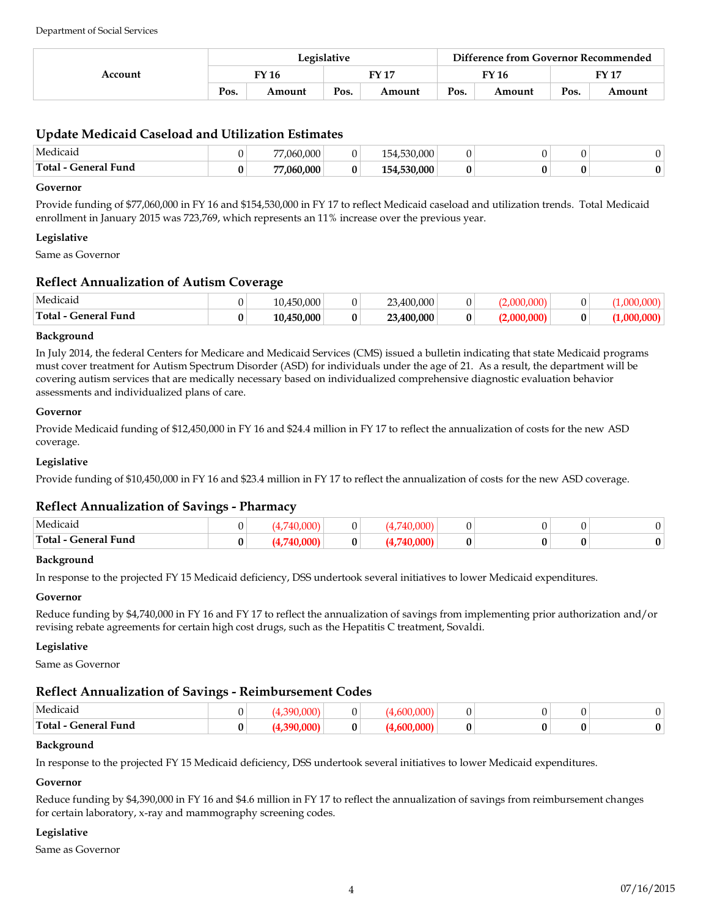| Account | Legislative | | | | Difference from Governor Recommended | | | |
|---|---|---|---|---|---|---|---|---|
| | FY 16 | | FY 17 | | FY 16 | | FY 17 | |
| | Pos. | Amount | Pos. | Amount | Pos. | Amount | Pos. | Amount |

## Update Medicaid Caseload and Utilization Estimates

| Account | Pos. | Amount | Pos. | Amount | Pos. | Amount | Pos. | Amount |
|---|---|---|---|---|---|---|---|---|
| Medicaid | 0 | 77,060,000 | 0 | 154,530,000 | 0 | 0 | 0 | 0 |
| **Total - General Fund** | **0** | **77,060,000** | **0** | **154,530,000** | **0** | **0** | **0** | **0** |

**Governor**

Provide funding of $77,060,000 in FY 16 and $154,530,000 in FY 17 to reflect Medicaid caseload and utilization trends. Total Medicaid enrollment in January 2015 was 723,769, which represents an 11% increase over the previous year.

**Legislative**

Same as Governor

## Reflect Annualization of Autism Coverage

| Account | Pos. | Amount | Pos. | Amount | Pos. | Amount | Pos. | Amount |
|---|---|---|---|---|---|---|---|---|
| Medicaid | 0 | 10,450,000 | 0 | 23,400,000 | 0 | (2,000,000) | 0 | (1,000,000) |
| **Total - General Fund** | **0** | **10,450,000** | **0** | **23,400,000** | **0** | **(2,000,000)** | **0** | **(1,000,000)** |

**Background**

In July 2014, the federal Centers for Medicare and Medicaid Services (CMS) issued a bulletin indicating that state Medicaid programs must cover treatment for Autism Spectrum Disorder (ASD) for individuals under the age of 21. As a result, the department will be covering autism services that are medically necessary based on individualized comprehensive diagnostic evaluation behavior assessments and individualized plans of care.

**Governor**

Provide Medicaid funding of $12,450,000 in FY 16 and $24.4 million in FY 17 to reflect the annualization of costs for the new ASD coverage.

**Legislative**

Provide funding of $10,450,000 in FY 16 and $23.4 million in FY 17 to reflect the annualization of costs for the new ASD coverage.

## Reflect Annualization of Savings - Pharmacy

| Account | Pos. | Amount | Pos. | Amount | Pos. | Amount | Pos. | Amount |
|---|---|---|---|---|---|---|---|---|
| Medicaid | 0 | (4,740,000) | 0 | (4,740,000) | 0 | 0 | 0 | 0 |
| **Total - General Fund** | **0** | **(4,740,000)** | **0** | **(4,740,000)** | **0** | **0** | **0** | **0** |

**Background**

In response to the projected FY 15 Medicaid deficiency, DSS undertook several initiatives to lower Medicaid expenditures.

**Governor**

Reduce funding by $4,740,000 in FY 16 and FY 17 to reflect the annualization of savings from implementing prior authorization and/or revising rebate agreements for certain high cost drugs, such as the Hepatitis C treatment, Sovaldi.

**Legislative**

Same as Governor

## Reflect Annualization of Savings - Reimbursement Codes

| Account | Pos. | Amount | Pos. | Amount | Pos. | Amount | Pos. | Amount |
|---|---|---|---|---|---|---|---|---|
| Medicaid | 0 | (4,390,000) | 0 | (4,600,000) | 0 | 0 | 0 | 0 |
| **Total - General Fund** | **0** | **(4,390,000)** | **0** | **(4,600,000)** | **0** | **0** | **0** | **0** |

**Background**

In response to the projected FY 15 Medicaid deficiency, DSS undertook several initiatives to lower Medicaid expenditures.

**Governor**

Reduce funding by $4,390,000 in FY 16 and $4.6 million in FY 17 to reflect the annualization of savings from reimbursement changes for certain laboratory, x-ray and mammography screening codes.

**Legislative**

Same as Governor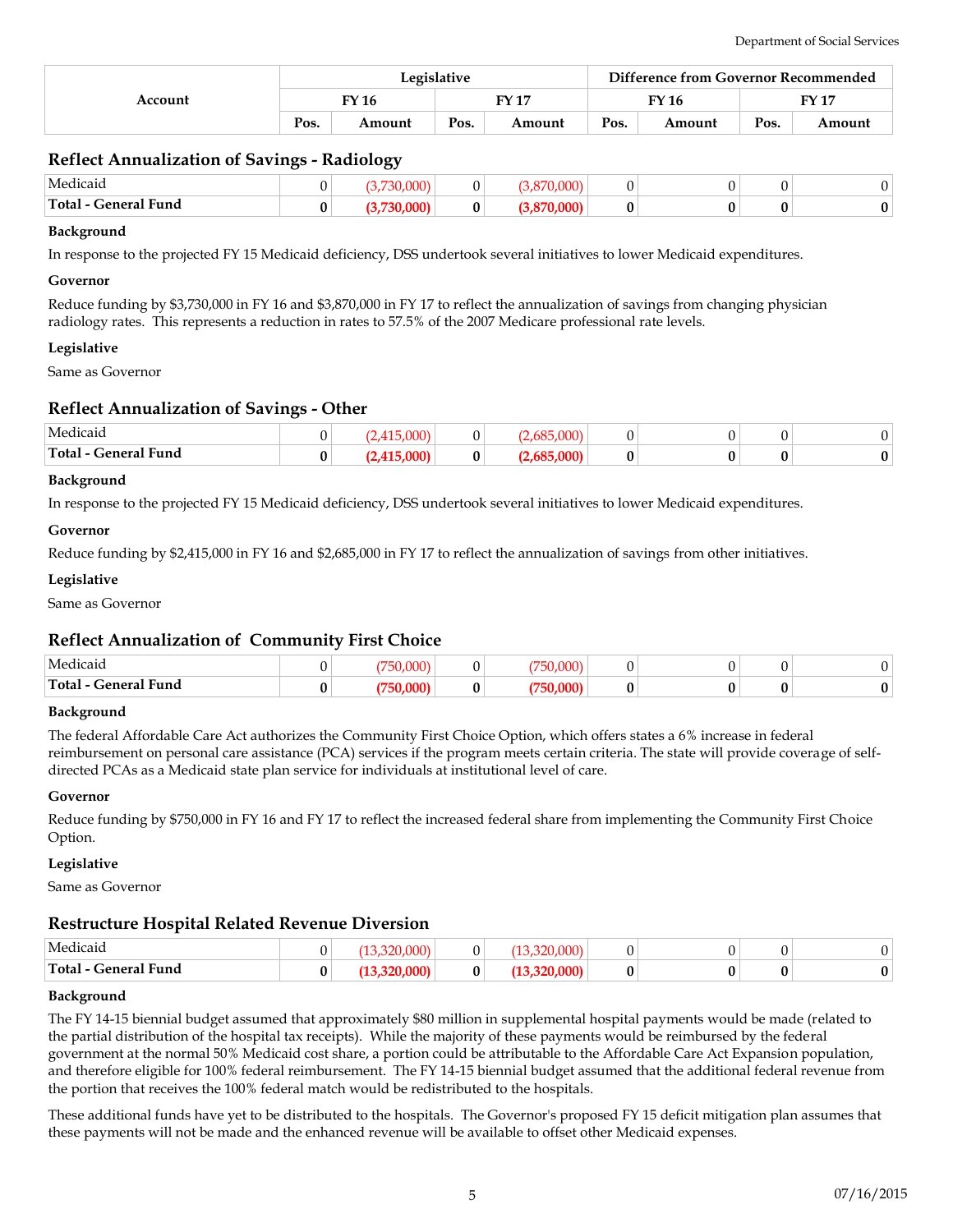| Account | Legislative | | | | Difference from Governor Recommended | | | |
|---|---|---|---|---|---|---|---|---|
| | FY 16 | | FY 17 | | FY 16 | | FY 17 | |
| | Pos. | Amount | Pos. | Amount | Pos. | Amount | Pos. | Amount |

### Reflect Annualization of Savings - Radiology

| Account | Pos. | Amount | Pos. | Amount | Pos. | Amount | Pos. | Amount |
|---|---|---|---|---|---|---|---|---|
| Medicaid | 0 | (3,730,000) | 0 | (3,870,000) | 0 | 0 | 0 | 0 |
| **Total - General Fund** | **0** | **(3,730,000)** | **0** | **(3,870,000)** | **0** | **0** | **0** | **0** |

**Background**

In response to the projected FY 15 Medicaid deficiency, DSS undertook several initiatives to lower Medicaid expenditures.

**Governor**

Reduce funding by $3,730,000 in FY 16 and $3,870,000 in FY 17 to reflect the annualization of savings from changing physician radiology rates. This represents a reduction in rates to 57.5% of the 2007 Medicare professional rate levels.

**Legislative**

Same as Governor

### Reflect Annualization of Savings - Other

| Account | Pos. | Amount | Pos. | Amount | Pos. | Amount | Pos. | Amount |
|---|---|---|---|---|---|---|---|---|
| Medicaid | 0 | (2,415,000) | 0 | (2,685,000) | 0 | 0 | 0 | 0 |
| **Total - General Fund** | **0** | **(2,415,000)** | **0** | **(2,685,000)** | **0** | **0** | **0** | **0** |

**Background**

In response to the projected FY 15 Medicaid deficiency, DSS undertook several initiatives to lower Medicaid expenditures.

**Governor**

Reduce funding by $2,415,000 in FY 16 and $2,685,000 in FY 17 to reflect the annualization of savings from other initiatives.

**Legislative**

Same as Governor

### Reflect Annualization of Community First Choice

| Account | Pos. | Amount | Pos. | Amount | Pos. | Amount | Pos. | Amount |
|---|---|---|---|---|---|---|---|---|
| Medicaid | 0 | (750,000) | 0 | (750,000) | 0 | 0 | 0 | 0 |
| **Total - General Fund** | **0** | **(750,000)** | **0** | **(750,000)** | **0** | **0** | **0** | **0** |

**Background**

The federal Affordable Care Act authorizes the Community First Choice Option, which offers states a 6% increase in federal reimbursement on personal care assistance (PCA) services if the program meets certain criteria. The state will provide coverage of self-directed PCAs as a Medicaid state plan service for individuals at institutional level of care.

**Governor**

Reduce funding by $750,000 in FY 16 and FY 17 to reflect the increased federal share from implementing the Community First Choice Option.

**Legislative**

Same as Governor

### Restructure Hospital Related Revenue Diversion

| Account | Pos. | Amount | Pos. | Amount | Pos. | Amount | Pos. | Amount |
|---|---|---|---|---|---|---|---|---|
| Medicaid | 0 | (13,320,000) | 0 | (13,320,000) | 0 | 0 | 0 | 0 |
| **Total - General Fund** | **0** | **(13,320,000)** | **0** | **(13,320,000)** | **0** | **0** | **0** | **0** |

**Background**

The FY 14-15 biennial budget assumed that approximately $80 million in supplemental hospital payments would be made (related to the partial distribution of the hospital tax receipts). While the majority of these payments would be reimbursed by the federal government at the normal 50% Medicaid cost share, a portion could be attributable to the Affordable Care Act Expansion population, and therefore eligible for 100% federal reimbursement. The FY 14-15 biennial budget assumed that the additional federal revenue from the portion that receives the 100% federal match would be redistributed to the hospitals.

These additional funds have yet to be distributed to the hospitals. The Governor's proposed FY 15 deficit mitigation plan assumes that these payments will not be made and the enhanced revenue will be available to offset other Medicaid expenses.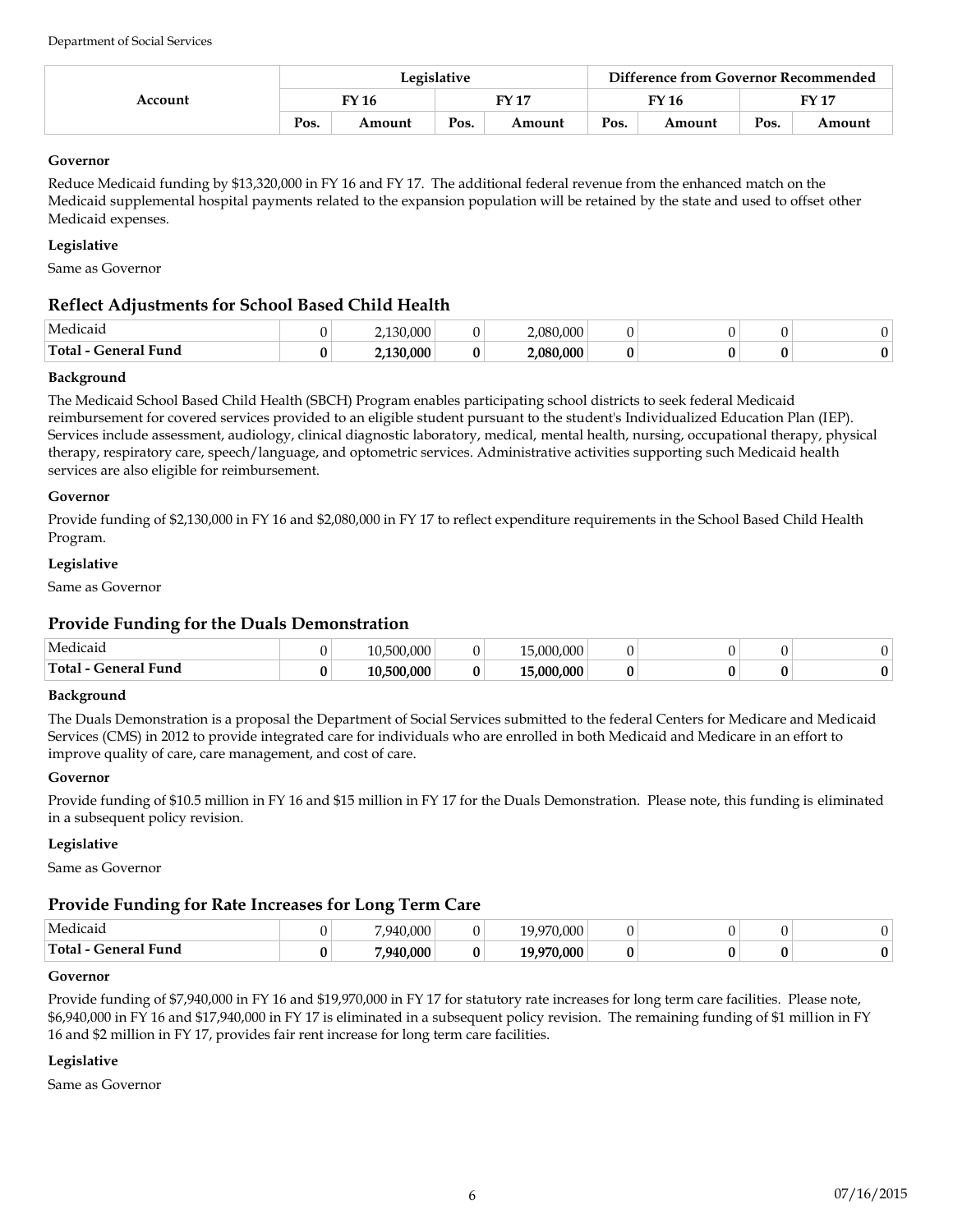| Account | Legislative | | | | Difference from Governor Recommended | | | |
|---|---|---|---|---|---|---|---|---|
| | FY 16 | | FY 17 | | FY 16 | | FY 17 | |
| | Pos. | Amount | Pos. | Amount | Pos. | Amount | Pos. | Amount |

**Governor**

Reduce Medicaid funding by $13,320,000 in FY 16 and FY 17. The additional federal revenue from the enhanced match on the Medicaid supplemental hospital payments related to the expansion population will be retained by the state and used to offset other Medicaid expenses.

**Legislative**

Same as Governor

## Reflect Adjustments for School Based Child Health

| Account | Pos. | Amount | Pos. | Amount | Pos. | Amount | Pos. | Amount |
|---|---|---|---|---|---|---|---|---|
| Medicaid | 0 | 2,130,000 | 0 | 2,080,000 | 0 | 0 | 0 | 0 |
| **Total - General Fund** | **0** | **2,130,000** | **0** | **2,080,000** | **0** | **0** | **0** | **0** |

**Background**

The Medicaid School Based Child Health (SBCH) Program enables participating school districts to seek federal Medicaid reimbursement for covered services provided to an eligible student pursuant to the student's Individualized Education Plan (IEP). Services include assessment, audiology, clinical diagnostic laboratory, medical, mental health, nursing, occupational therapy, physical therapy, respiratory care, speech/language, and optometric services. Administrative activities supporting such Medicaid health services are also eligible for reimbursement.

**Governor**

Provide funding of $2,130,000 in FY 16 and $2,080,000 in FY 17 to reflect expenditure requirements in the School Based Child Health Program.

**Legislative**

Same as Governor

## Provide Funding for the Duals Demonstration

| Account | Pos. | Amount | Pos. | Amount | Pos. | Amount | Pos. | Amount |
|---|---|---|---|---|---|---|---|---|
| Medicaid | 0 | 10,500,000 | 0 | 15,000,000 | 0 | 0 | 0 | 0 |
| **Total - General Fund** | **0** | **10,500,000** | **0** | **15,000,000** | **0** | **0** | **0** | **0** |

**Background**

The Duals Demonstration is a proposal the Department of Social Services submitted to the federal Centers for Medicare and Medicaid Services (CMS) in 2012 to provide integrated care for individuals who are enrolled in both Medicaid and Medicare in an effort to improve quality of care, care management, and cost of care.

**Governor**

Provide funding of $10.5 million in FY 16 and $15 million in FY 17 for the Duals Demonstration. Please note, this funding is eliminated in a subsequent policy revision.

**Legislative**

Same as Governor

## Provide Funding for Rate Increases for Long Term Care

| Account | Pos. | Amount | Pos. | Amount | Pos. | Amount | Pos. | Amount |
|---|---|---|---|---|---|---|---|---|
| Medicaid | 0 | 7,940,000 | 0 | 19,970,000 | 0 | 0 | 0 | 0 |
| **Total - General Fund** | **0** | **7,940,000** | **0** | **19,970,000** | **0** | **0** | **0** | **0** |

**Governor**

Provide funding of $7,940,000 in FY 16 and $19,970,000 in FY 17 for statutory rate increases for long term care facilities. Please note, $6,940,000 in FY 16 and $17,940,000 in FY 17 is eliminated in a subsequent policy revision. The remaining funding of $1 million in FY 16 and $2 million in FY 17, provides fair rent increase for long term care facilities.

**Legislative**

Same as Governor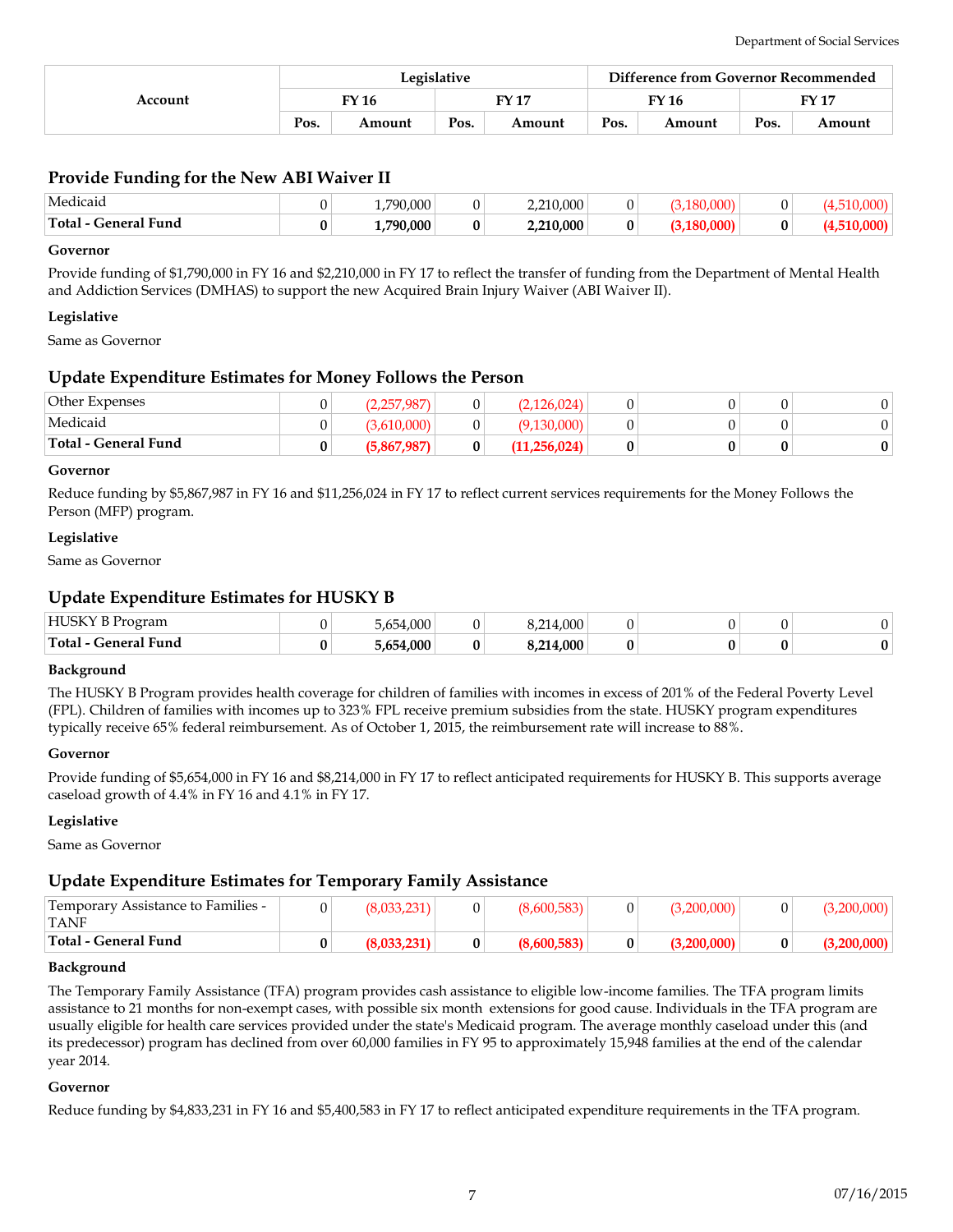| Account | Legislative | | | | Difference from Governor Recommended | | | |
|---|---|---|---|---|---|---|---|---|
| | FY 16 | | FY 17 | | FY 16 | | FY 17 | |
| | Pos. | Amount | Pos. | Amount | Pos. | Amount | Pos. | Amount |

## Provide Funding for the New ABI Waiver II

| Account | FY 16 Pos. | FY 16 Amount | FY 17 Pos. | FY 17 Amount | Diff FY 16 Pos. | Diff FY 16 Amount | Diff FY 17 Pos. | Diff FY 17 Amount |
|---|---|---|---|---|---|---|---|---|
| Medicaid | 0 | 1,790,000 | 0 | 2,210,000 | 0 | (3,180,000) | 0 | (4,510,000) |
| **Total - General Fund** | **0** | **1,790,000** | **0** | **2,210,000** | **0** | **(3,180,000)** | **0** | **(4,510,000)** |

**Governor**

Provide funding of $1,790,000 in FY 16 and $2,210,000 in FY 17 to reflect the transfer of funding from the Department of Mental Health and Addiction Services (DMHAS) to support the new Acquired Brain Injury Waiver (ABI Waiver II).

**Legislative**

Same as Governor

## Update Expenditure Estimates for Money Follows the Person

| Account | FY 16 Pos. | FY 16 Amount | FY 17 Pos. | FY 17 Amount | Diff FY 16 Pos. | Diff FY 16 Amount | Diff FY 17 Pos. | Diff FY 17 Amount |
|---|---|---|---|---|---|---|---|---|
| Other Expenses | 0 | (2,257,987) | 0 | (2,126,024) | 0 | 0 | 0 | 0 |
| Medicaid | 0 | (3,610,000) | 0 | (9,130,000) | 0 | 0 | 0 | 0 |
| **Total - General Fund** | **0** | **(5,867,987)** | **0** | **(11,256,024)** | **0** | **0** | **0** | **0** |

**Governor**

Reduce funding by $5,867,987 in FY 16 and $11,256,024 in FY 17 to reflect current services requirements for the Money Follows the Person (MFP) program.

**Legislative**

Same as Governor

## Update Expenditure Estimates for HUSKY B

| Account | FY 16 Pos. | FY 16 Amount | FY 17 Pos. | FY 17 Amount | Diff FY 16 Pos. | Diff FY 16 Amount | Diff FY 17 Pos. | Diff FY 17 Amount |
|---|---|---|---|---|---|---|---|---|
| HUSKY B Program | 0 | 5,654,000 | 0 | 8,214,000 | 0 | 0 | 0 | 0 |
| **Total - General Fund** | **0** | **5,654,000** | **0** | **8,214,000** | **0** | **0** | **0** | **0** |

**Background**

The HUSKY B Program provides health coverage for children of families with incomes in excess of 201% of the Federal Poverty Level (FPL). Children of families with incomes up to 323% FPL receive premium subsidies from the state. HUSKY program expenditures typically receive 65% federal reimbursement. As of October 1, 2015, the reimbursement rate will increase to 88%.

**Governor**

Provide funding of $5,654,000 in FY 16 and $8,214,000 in FY 17 to reflect anticipated requirements for HUSKY B. This supports average caseload growth of 4.4% in FY 16 and 4.1% in FY 17.

**Legislative**

Same as Governor

## Update Expenditure Estimates for Temporary Family Assistance

| Account | FY 16 Pos. | FY 16 Amount | FY 17 Pos. | FY 17 Amount | Diff FY 16 Pos. | Diff FY 16 Amount | Diff FY 17 Pos. | Diff FY 17 Amount |
|---|---|---|---|---|---|---|---|---|
| Temporary Assistance to Families - TANF | 0 | (8,033,231) | 0 | (8,600,583) | 0 | (3,200,000) | 0 | (3,200,000) |
| **Total - General Fund** | **0** | **(8,033,231)** | **0** | **(8,600,583)** | **0** | **(3,200,000)** | **0** | **(3,200,000)** |

**Background**

The Temporary Family Assistance (TFA) program provides cash assistance to eligible low-income families. The TFA program limits assistance to 21 months for non-exempt cases, with possible six month extensions for good cause. Individuals in the TFA program are usually eligible for health care services provided under the state's Medicaid program. The average monthly caseload under this (and its predecessor) program has declined from over 60,000 families in FY 95 to approximately 15,948 families at the end of the calendar year 2014.

**Governor**

Reduce funding by $4,833,231 in FY 16 and $5,400,583 in FY 17 to reflect anticipated expenditure requirements in the TFA program.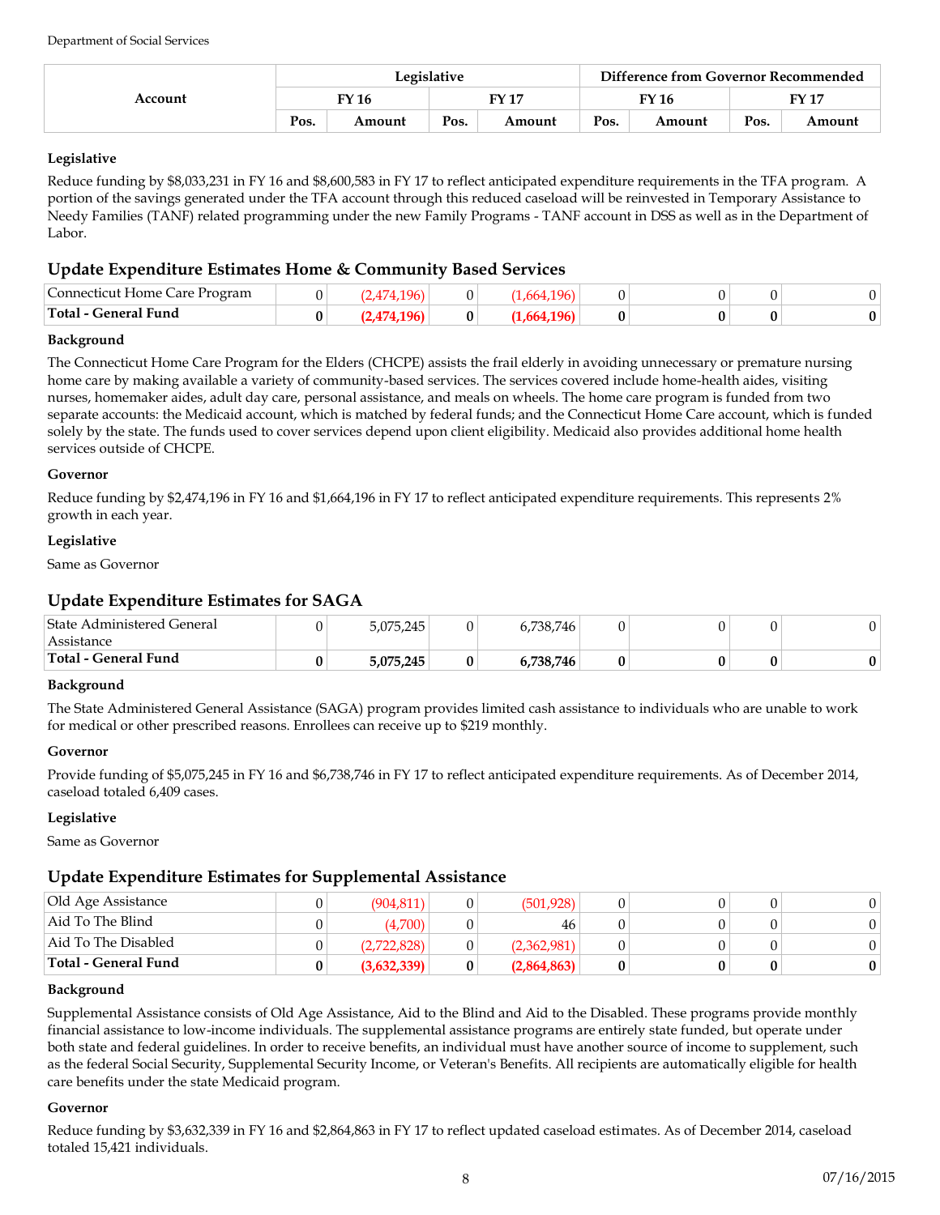| Account | Legislative | | | | Difference from Governor Recommended | | | |
|---|---|---|---|---|---|---|---|---|
| | FY 16 | | FY 17 | | FY 16 | | FY 17 | |
| | Pos. | Amount | Pos. | Amount | Pos. | Amount | Pos. | Amount |

**Legislative**

Reduce funding by $8,033,231 in FY 16 and $8,600,583 in FY 17 to reflect anticipated expenditure requirements in the TFA program. A portion of the savings generated under the TFA account through this reduced caseload will be reinvested in Temporary Assistance to Needy Families (TANF) related programming under the new Family Programs - TANF account in DSS as well as in the Department of Labor.

## Update Expenditure Estimates Home & Community Based Services

| Account | FY 16 Pos. | FY 16 Amount | FY 17 Pos. | FY 17 Amount | Diff FY 16 Pos. | Diff FY 16 Amount | Diff FY 17 Pos. | Diff FY 17 Amount |
|---|---|---|---|---|---|---|---|---|
| Connecticut Home Care Program | 0 | (2,474,196) | 0 | (1,664,196) | 0 | 0 | 0 | 0 |
| **Total - General Fund** | **0** | **(2,474,196)** | **0** | **(1,664,196)** | **0** | **0** | **0** | **0** |

**Background**

The Connecticut Home Care Program for the Elders (CHCPE) assists the frail elderly in avoiding unnecessary or premature nursing home care by making available a variety of community-based services. The services covered include home-health aides, visiting nurses, homemaker aides, adult day care, personal assistance, and meals on wheels. The home care program is funded from two separate accounts: the Medicaid account, which is matched by federal funds; and the Connecticut Home Care account, which is funded solely by the state. The funds used to cover services depend upon client eligibility. Medicaid also provides additional home health services outside of CHCPE.

**Governor**

Reduce funding by $2,474,196 in FY 16 and $1,664,196 in FY 17 to reflect anticipated expenditure requirements. This represents 2% growth in each year.

**Legislative**

Same as Governor

## Update Expenditure Estimates for SAGA

| Account | FY 16 Pos. | FY 16 Amount | FY 17 Pos. | FY 17 Amount | Diff FY 16 Pos. | Diff FY 16 Amount | Diff FY 17 Pos. | Diff FY 17 Amount |
|---|---|---|---|---|---|---|---|---|
| State Administered General Assistance | 0 | 5,075,245 | 0 | 6,738,746 | 0 | 0 | 0 | 0 |
| **Total - General Fund** | **0** | **5,075,245** | **0** | **6,738,746** | **0** | **0** | **0** | **0** |

**Background**

The State Administered General Assistance (SAGA) program provides limited cash assistance to individuals who are unable to work for medical or other prescribed reasons. Enrollees can receive up to $219 monthly.

**Governor**

Provide funding of $5,075,245 in FY 16 and $6,738,746 in FY 17 to reflect anticipated expenditure requirements. As of December 2014, caseload totaled 6,409 cases.

**Legislative**

Same as Governor

## Update Expenditure Estimates for Supplemental Assistance

| Account | FY 16 Pos. | FY 16 Amount | FY 17 Pos. | FY 17 Amount | Diff FY 16 Pos. | Diff FY 16 Amount | Diff FY 17 Pos. | Diff FY 17 Amount |
|---|---|---|---|---|---|---|---|---|
| Old Age Assistance | 0 | (904,811) | 0 | (501,928) | 0 | 0 | 0 | 0 |
| Aid To The Blind | 0 | (4,700) | 0 | 46 | 0 | 0 | 0 | 0 |
| Aid To The Disabled | 0 | (2,722,828) | 0 | (2,362,981) | 0 | 0 | 0 | 0 |
| **Total - General Fund** | **0** | **(3,632,339)** | **0** | **(2,864,863)** | **0** | **0** | **0** | **0** |

**Background**

Supplemental Assistance consists of Old Age Assistance, Aid to the Blind and Aid to the Disabled. These programs provide monthly financial assistance to low-income individuals. The supplemental assistance programs are entirely state funded, but operate under both state and federal guidelines. In order to receive benefits, an individual must have another source of income to supplement, such as the federal Social Security, Supplemental Security Income, or Veteran's Benefits. All recipients are automatically eligible for health care benefits under the state Medicaid program.

**Governor**

Reduce funding by $3,632,339 in FY 16 and $2,864,863 in FY 17 to reflect updated caseload estimates. As of December 2014, caseload totaled 15,421 individuals.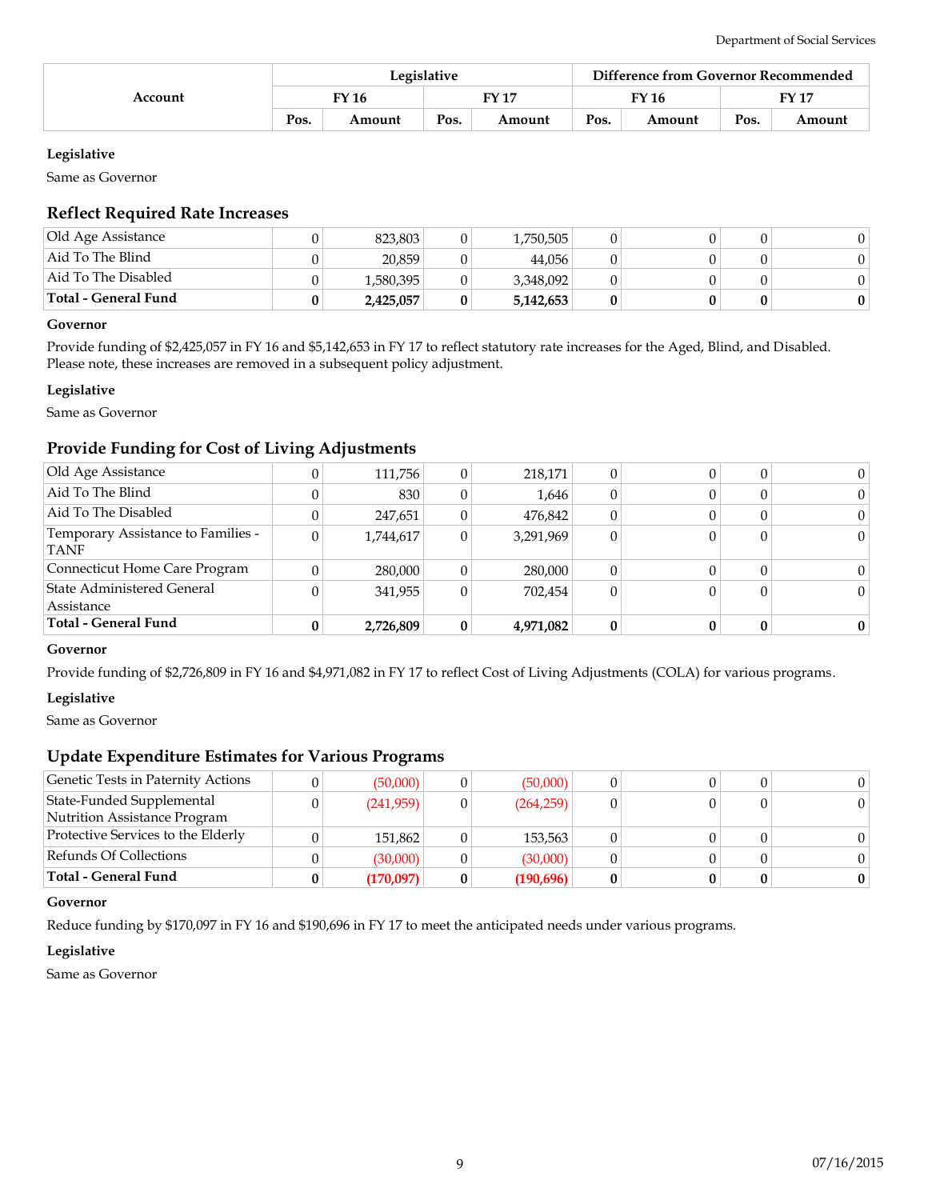| Account | Legislative | | | | Difference from Governor Recommended | | | |
|---|---|---|---|---|---|---|---|---|
| | FY 16 | | FY 17 | | FY 16 | | FY 17 | |
| | Pos. | Amount | Pos. | Amount | Pos. | Amount | Pos. | Amount |

**Legislative**

Same as Governor

### Reflect Required Rate Increases

| Account | FY 16 Pos. | FY 16 Amount | FY 17 Pos. | FY 17 Amount | Diff FY 16 Pos. | Diff FY 16 Amount | Diff FY 17 Pos. | Diff FY 17 Amount |
|---|---|---|---|---|---|---|---|---|
| Old Age Assistance | 0 | 823,803 | 0 | 1,750,505 | 0 | 0 | 0 | 0 |
| Aid To The Blind | 0 | 20,859 | 0 | 44,056 | 0 | 0 | 0 | 0 |
| Aid To The Disabled | 0 | 1,580,395 | 0 | 3,348,092 | 0 | 0 | 0 | 0 |
| **Total - General Fund** | **0** | **2,425,057** | **0** | **5,142,653** | **0** | **0** | **0** | **0** |

**Governor**

Provide funding of $2,425,057 in FY 16 and $5,142,653 in FY 17 to reflect statutory rate increases for the Aged, Blind, and Disabled. Please note, these increases are removed in a subsequent policy adjustment.

**Legislative**

Same as Governor

### Provide Funding for Cost of Living Adjustments

| Account | FY 16 Pos. | FY 16 Amount | FY 17 Pos. | FY 17 Amount | Diff FY 16 Pos. | Diff FY 16 Amount | Diff FY 17 Pos. | Diff FY 17 Amount |
|---|---|---|---|---|---|---|---|---|
| Old Age Assistance | 0 | 111,756 | 0 | 218,171 | 0 | 0 | 0 | 0 |
| Aid To The Blind | 0 | 830 | 0 | 1,646 | 0 | 0 | 0 | 0 |
| Aid To The Disabled | 0 | 247,651 | 0 | 476,842 | 0 | 0 | 0 | 0 |
| Temporary Assistance to Families - TANF | 0 | 1,744,617 | 0 | 3,291,969 | 0 | 0 | 0 | 0 |
| Connecticut Home Care Program | 0 | 280,000 | 0 | 280,000 | 0 | 0 | 0 | 0 |
| State Administered General Assistance | 0 | 341,955 | 0 | 702,454 | 0 | 0 | 0 | 0 |
| **Total - General Fund** | **0** | **2,726,809** | **0** | **4,971,082** | **0** | **0** | **0** | **0** |

**Governor**

Provide funding of $2,726,809 in FY 16 and $4,971,082 in FY 17 to reflect Cost of Living Adjustments (COLA) for various programs.

**Legislative**

Same as Governor

### Update Expenditure Estimates for Various Programs

| Account | FY 16 Pos. | FY 16 Amount | FY 17 Pos. | FY 17 Amount | Diff FY 16 Pos. | Diff FY 16 Amount | Diff FY 17 Pos. | Diff FY 17 Amount |
|---|---|---|---|---|---|---|---|---|
| Genetic Tests in Paternity Actions | 0 | (50,000) | 0 | (50,000) | 0 | 0 | 0 | 0 |
| State-Funded Supplemental Nutrition Assistance Program | 0 | (241,959) | 0 | (264,259) | 0 | 0 | 0 | 0 |
| Protective Services to the Elderly | 0 | 151,862 | 0 | 153,563 | 0 | 0 | 0 | 0 |
| Refunds Of Collections | 0 | (30,000) | 0 | (30,000) | 0 | 0 | 0 | 0 |
| **Total - General Fund** | **0** | **(170,097)** | **0** | **(190,696)** | **0** | **0** | **0** | **0** |

**Governor**

Reduce funding by $170,097 in FY 16 and $190,696 in FY 17 to meet the anticipated needs under various programs.

**Legislative**

Same as Governor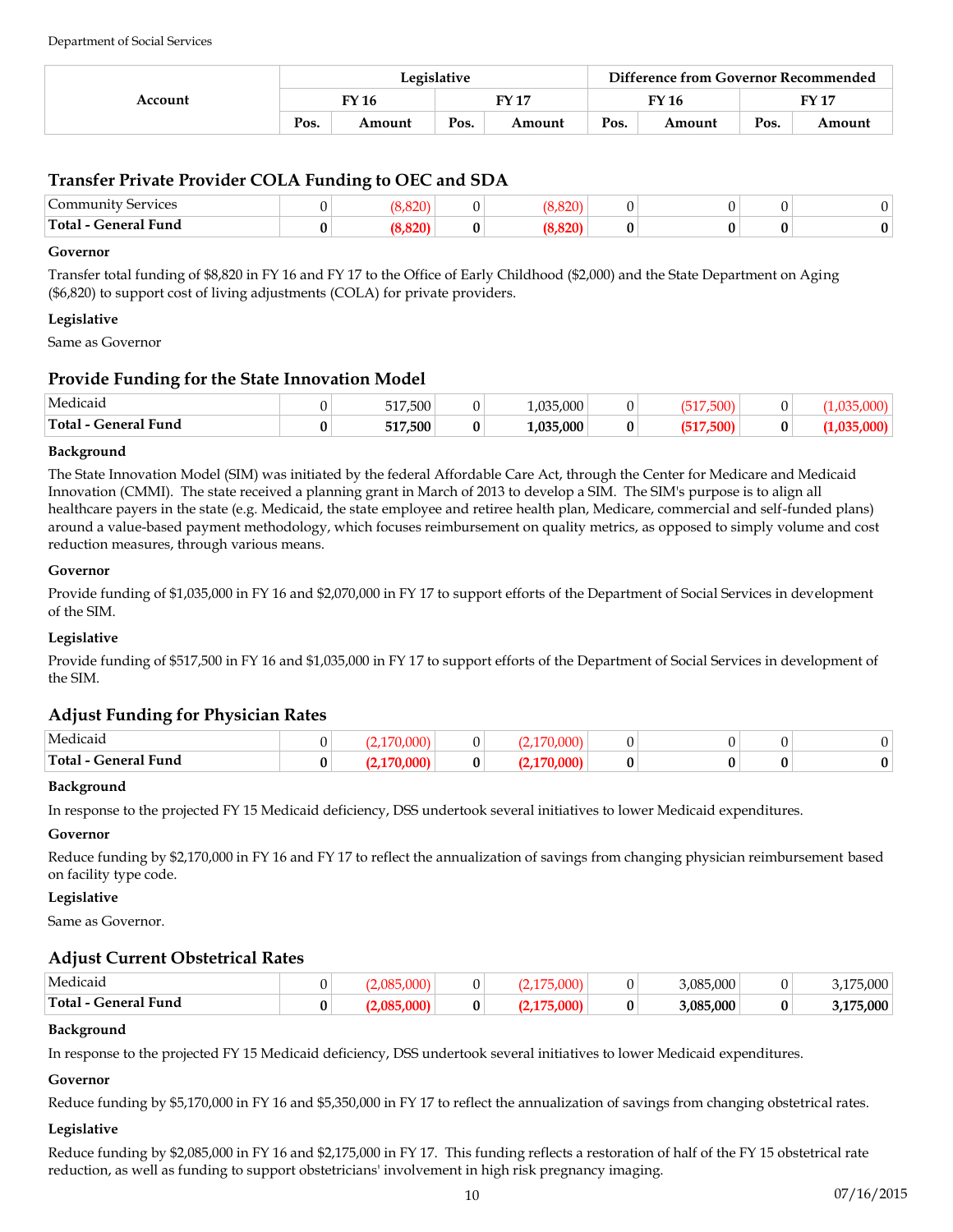| Account | Legislative | | | | Difference from Governor Recommended | | | |
|---|---|---|---|---|---|---|---|---|
| | FY 16 | | FY 17 | | FY 16 | | FY 17 | |
| | Pos. | Amount | Pos. | Amount | Pos. | Amount | Pos. | Amount |

## Transfer Private Provider COLA Funding to OEC and SDA

| Account | Pos. | Amount | Pos. | Amount | Pos. | Amount | Pos. | Amount |
|---|---|---|---|---|---|---|---|---|
| Community Services | 0 | (8,820) | 0 | (8,820) | 0 | 0 | 0 | 0 |
| **Total - General Fund** | **0** | **(8,820)** | **0** | **(8,820)** | **0** | **0** | **0** | **0** |

**Governor**

Transfer total funding of $8,820 in FY 16 and FY 17 to the Office of Early Childhood ($2,000) and the State Department on Aging ($6,820) to support cost of living adjustments (COLA) for private providers.

**Legislative**

Same as Governor

## Provide Funding for the State Innovation Model

| Account | Pos. | Amount | Pos. | Amount | Pos. | Amount | Pos. | Amount |
|---|---|---|---|---|---|---|---|---|
| Medicaid | 0 | 517,500 | 0 | 1,035,000 | 0 | (517,500) | 0 | (1,035,000) |
| **Total - General Fund** | **0** | **517,500** | **0** | **1,035,000** | **0** | **(517,500)** | **0** | **(1,035,000)** |

**Background**

The State Innovation Model (SIM) was initiated by the federal Affordable Care Act, through the Center for Medicare and Medicaid Innovation (CMMI). The state received a planning grant in March of 2013 to develop a SIM. The SIM's purpose is to align all healthcare payers in the state (e.g. Medicaid, the state employee and retiree health plan, Medicare, commercial and self-funded plans) around a value-based payment methodology, which focuses reimbursement on quality metrics, as opposed to simply volume and cost reduction measures, through various means.

**Governor**

Provide funding of $1,035,000 in FY 16 and $2,070,000 in FY 17 to support efforts of the Department of Social Services in development of the SIM.

**Legislative**

Provide funding of $517,500 in FY 16 and $1,035,000 in FY 17 to support efforts of the Department of Social Services in development of the SIM.

## Adjust Funding for Physician Rates

| Account | Pos. | Amount | Pos. | Amount | Pos. | Amount | Pos. | Amount |
|---|---|---|---|---|---|---|---|---|
| Medicaid | 0 | (2,170,000) | 0 | (2,170,000) | 0 | 0 | 0 | 0 |
| **Total - General Fund** | **0** | **(2,170,000)** | **0** | **(2,170,000)** | **0** | **0** | **0** | **0** |

**Background**

In response to the projected FY 15 Medicaid deficiency, DSS undertook several initiatives to lower Medicaid expenditures.

**Governor**

Reduce funding by $2,170,000 in FY 16 and FY 17 to reflect the annualization of savings from changing physician reimbursement based on facility type code.

**Legislative**

Same as Governor.

## Adjust Current Obstetrical Rates

| Account | Pos. | Amount | Pos. | Amount | Pos. | Amount | Pos. | Amount |
|---|---|---|---|---|---|---|---|---|
| Medicaid | 0 | (2,085,000) | 0 | (2,175,000) | 0 | 3,085,000 | 0 | 3,175,000 |
| **Total - General Fund** | **0** | **(2,085,000)** | **0** | **(2,175,000)** | **0** | **3,085,000** | **0** | **3,175,000** |

**Background**

In response to the projected FY 15 Medicaid deficiency, DSS undertook several initiatives to lower Medicaid expenditures.

**Governor**

Reduce funding by $5,170,000 in FY 16 and $5,350,000 in FY 17 to reflect the annualization of savings from changing obstetrical rates.

**Legislative**

Reduce funding by $2,085,000 in FY 16 and $2,175,000 in FY 17. This funding reflects a restoration of half of the FY 15 obstetrical rate reduction, as well as funding to support obstetricians' involvement in high risk pregnancy imaging.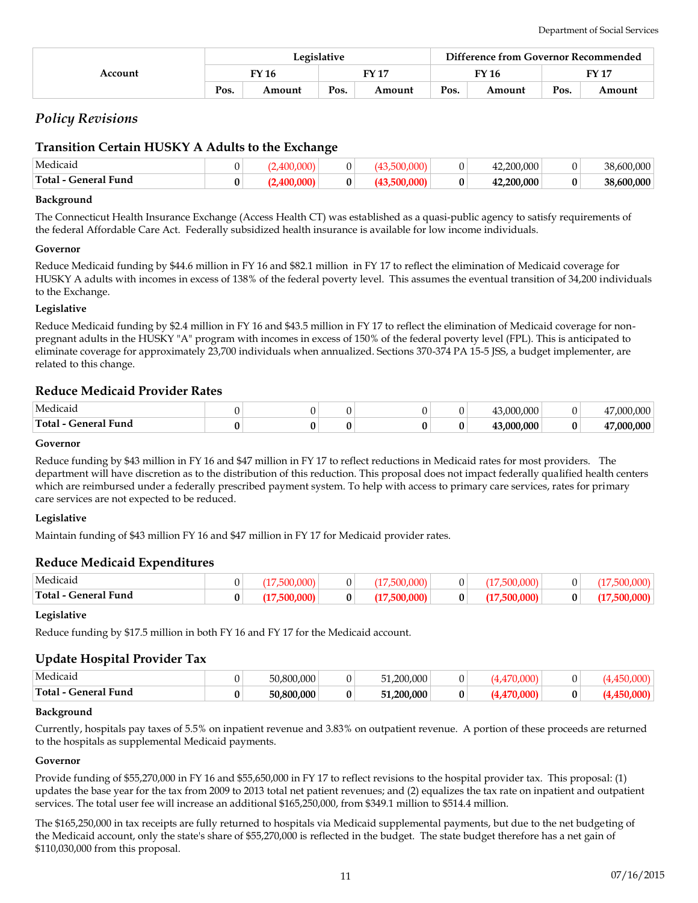| Account | Legislative | | | | Difference from Governor Recommended | | | |
|---|---|---|---|---|---|---|---|---|
| | FY 16 | | FY 17 | | FY 16 | | FY 17 | |
| | Pos. | Amount | Pos. | Amount | Pos. | Amount | Pos. | Amount |

## *Policy Revisions*

### Transition Certain HUSKY A Adults to the Exchange

| Account | Pos. | Amount | Pos. | Amount | Pos. | Amount | Pos. | Amount |
|---|---|---|---|---|---|---|---|---|
| Medicaid | 0 | (2,400,000) | 0 | (43,500,000) | 0 | 42,200,000 | 0 | 38,600,000 |
| **Total - General Fund** | **0** | **(2,400,000)** | **0** | **(43,500,000)** | **0** | **42,200,000** | **0** | **38,600,000** |

**Background**

The Connecticut Health Insurance Exchange (Access Health CT) was established as a quasi-public agency to satisfy requirements of the federal Affordable Care Act. Federally subsidized health insurance is available for low income individuals.

**Governor**

Reduce Medicaid funding by $44.6 million in FY 16 and $82.1 million in FY 17 to reflect the elimination of Medicaid coverage for HUSKY A adults with incomes in excess of 138% of the federal poverty level. This assumes the eventual transition of 34,200 individuals to the Exchange.

**Legislative**

Reduce Medicaid funding by $2.4 million in FY 16 and $43.5 million in FY 17 to reflect the elimination of Medicaid coverage for non-pregnant adults in the HUSKY "A" program with incomes in excess of 150% of the federal poverty level (FPL). This is anticipated to eliminate coverage for approximately 23,700 individuals when annualized. Sections 370-374 PA 15-5 JSS, a budget implementer, are related to this change.

### Reduce Medicaid Provider Rates

| Account | Pos. | Amount | Pos. | Amount | Pos. | Amount | Pos. | Amount |
|---|---|---|---|---|---|---|---|---|
| Medicaid | 0 | 0 | 0 | 0 | 0 | 43,000,000 | 0 | 47,000,000 |
| **Total - General Fund** | **0** | **0** | **0** | **0** | **0** | **43,000,000** | **0** | **47,000,000** |

**Governor**

Reduce funding by $43 million in FY 16 and $47 million in FY 17 to reflect reductions in Medicaid rates for most providers. The department will have discretion as to the distribution of this reduction. This proposal does not impact federally qualified health centers which are reimbursed under a federally prescribed payment system. To help with access to primary care services, rates for primary care services are not expected to be reduced.

**Legislative**

Maintain funding of $43 million FY 16 and $47 million in FY 17 for Medicaid provider rates.

### Reduce Medicaid Expenditures

| Account | Pos. | Amount | Pos. | Amount | Pos. | Amount | Pos. | Amount |
|---|---|---|---|---|---|---|---|---|
| Medicaid | 0 | (17,500,000) | 0 | (17,500,000) | 0 | (17,500,000) | 0 | (17,500,000) |
| **Total - General Fund** | **0** | **(17,500,000)** | **0** | **(17,500,000)** | **0** | **(17,500,000)** | **0** | **(17,500,000)** |

**Legislative**

Reduce funding by $17.5 million in both FY 16 and FY 17 for the Medicaid account.

### Update Hospital Provider Tax

| Account | Pos. | Amount | Pos. | Amount | Pos. | Amount | Pos. | Amount |
|---|---|---|---|---|---|---|---|---|
| Medicaid | 0 | 50,800,000 | 0 | 51,200,000 | 0 | (4,470,000) | 0 | (4,450,000) |
| **Total - General Fund** | **0** | **50,800,000** | **0** | **51,200,000** | **0** | **(4,470,000)** | **0** | **(4,450,000)** |

**Background**

Currently, hospitals pay taxes of 5.5% on inpatient revenue and 3.83% on outpatient revenue. A portion of these proceeds are returned to the hospitals as supplemental Medicaid payments.

**Governor**

Provide funding of $55,270,000 in FY 16 and $55,650,000 in FY 17 to reflect revisions to the hospital provider tax. This proposal: (1) updates the base year for the tax from 2009 to 2013 total net patient revenues; and (2) equalizes the tax rate on inpatient and outpatient services. The total user fee will increase an additional $165,250,000, from $349.1 million to $514.4 million.

The $165,250,000 in tax receipts are fully returned to hospitals via Medicaid supplemental payments, but due to the net budgeting of the Medicaid account, only the state's share of $55,270,000 is reflected in the budget. The state budget therefore has a net gain of $110,030,000 from this proposal.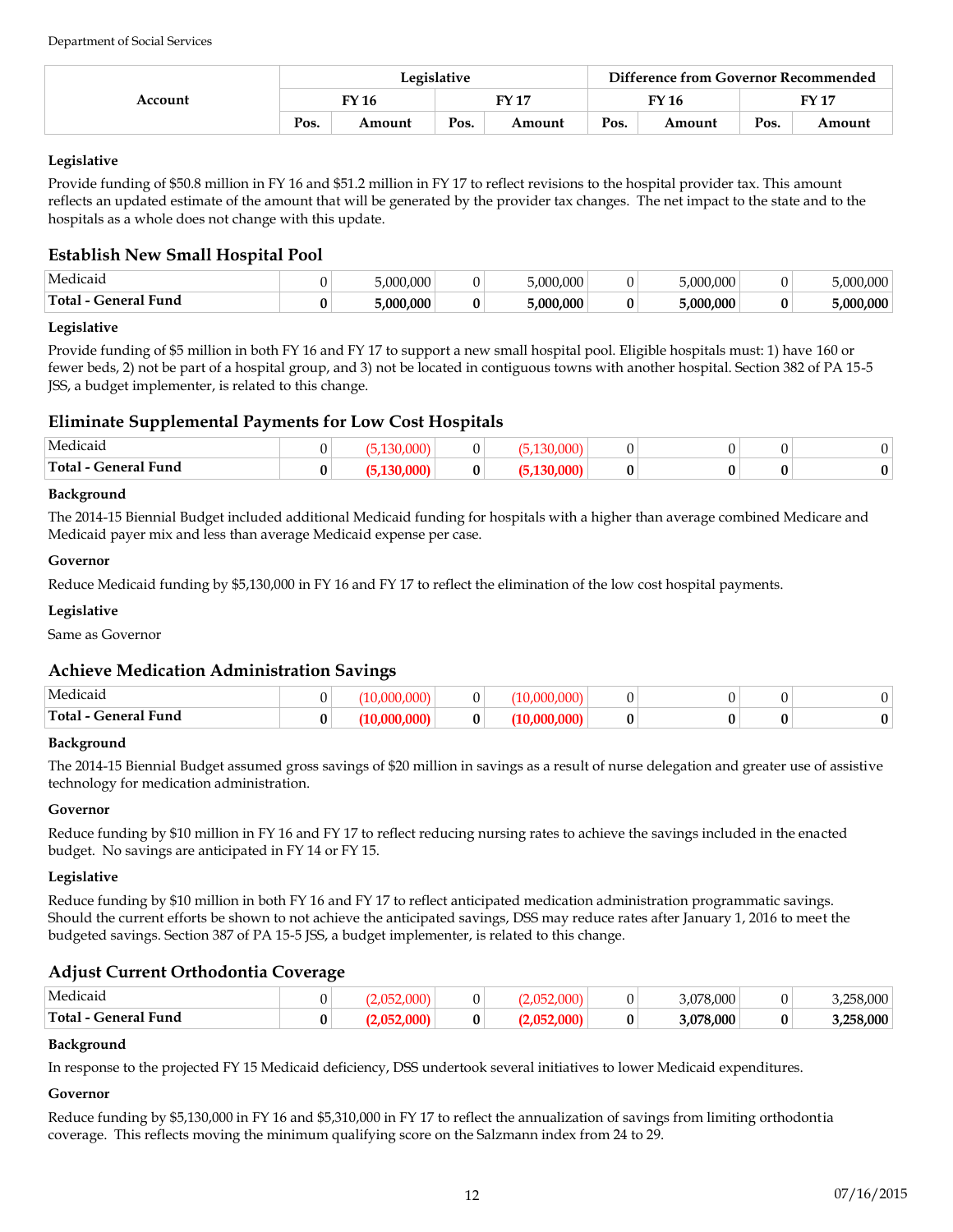Department of Social Services

| Account | Legislative | | | | Difference from Governor Recommended | | | |
|---|---|---|---|---|---|---|---|---|
| | FY 16 | | FY 17 | | FY 16 | | FY 17 | |
| | Pos. | Amount | Pos. | Amount | Pos. | Amount | Pos. | Amount |

**Legislative**

Provide funding of $50.8 million in FY 16 and $51.2 million in FY 17 to reflect revisions to the hospital provider tax. This amount reflects an updated estimate of the amount that will be generated by the provider tax changes. The net impact to the state and to the hospitals as a whole does not change with this update.

## Establish New Small Hospital Pool

| Account | Pos. | Amount | Pos. | Amount | Pos. | Amount | Pos. | Amount |
|---|---|---|---|---|---|---|---|---|
| Medicaid | 0 | 5,000,000 | 0 | 5,000,000 | 0 | 5,000,000 | 0 | 5,000,000 |
| **Total - General Fund** | **0** | **5,000,000** | **0** | **5,000,000** | **0** | **5,000,000** | **0** | **5,000,000** |

**Legislative**

Provide funding of $5 million in both FY 16 and FY 17 to support a new small hospital pool. Eligible hospitals must: 1) have 160 or fewer beds, 2) not be part of a hospital group, and 3) not be located in contiguous towns with another hospital. Section 382 of PA 15-5 JSS, a budget implementer, is related to this change.

## Eliminate Supplemental Payments for Low Cost Hospitals

| Account | Pos. | Amount | Pos. | Amount | Pos. | Amount | Pos. | Amount |
|---|---|---|---|---|---|---|---|---|
| Medicaid | 0 | (5,130,000) | 0 | (5,130,000) | 0 | 0 | 0 | 0 |
| **Total - General Fund** | **0** | **(5,130,000)** | **0** | **(5,130,000)** | **0** | **0** | **0** | **0** |

**Background**

The 2014-15 Biennial Budget included additional Medicaid funding for hospitals with a higher than average combined Medicare and Medicaid payer mix and less than average Medicaid expense per case.

**Governor**

Reduce Medicaid funding by $5,130,000 in FY 16 and FY 17 to reflect the elimination of the low cost hospital payments.

**Legislative**

Same as Governor

## Achieve Medication Administration Savings

| Account | Pos. | Amount | Pos. | Amount | Pos. | Amount | Pos. | Amount |
|---|---|---|---|---|---|---|---|---|
| Medicaid | 0 | (10,000,000) | 0 | (10,000,000) | 0 | 0 | 0 | 0 |
| **Total - General Fund** | **0** | **(10,000,000)** | **0** | **(10,000,000)** | **0** | **0** | **0** | **0** |

**Background**

The 2014-15 Biennial Budget assumed gross savings of $20 million in savings as a result of nurse delegation and greater use of assistive technology for medication administration.

**Governor**

Reduce funding by $10 million in FY 16 and FY 17 to reflect reducing nursing rates to achieve the savings included in the enacted budget. No savings are anticipated in FY 14 or FY 15.

**Legislative**

Reduce funding by $10 million in both FY 16 and FY 17 to reflect anticipated medication administration programmatic savings. Should the current efforts be shown to not achieve the anticipated savings, DSS may reduce rates after January 1, 2016 to meet the budgeted savings. Section 387 of PA 15-5 JSS, a budget implementer, is related to this change.

## Adjust Current Orthodontia Coverage

| Account | Pos. | Amount | Pos. | Amount | Pos. | Amount | Pos. | Amount |
|---|---|---|---|---|---|---|---|---|
| Medicaid | 0 | (2,052,000) | 0 | (2,052,000) | 0 | 3,078,000 | 0 | 3,258,000 |
| **Total - General Fund** | **0** | **(2,052,000)** | **0** | **(2,052,000)** | **0** | **3,078,000** | **0** | **3,258,000** |

**Background**

In response to the projected FY 15 Medicaid deficiency, DSS undertook several initiatives to lower Medicaid expenditures.

**Governor**

Reduce funding by $5,130,000 in FY 16 and $5,310,000 in FY 17 to reflect the annualization of savings from limiting orthodontia coverage. This reflects moving the minimum qualifying score on the Salzmann index from 24 to 29.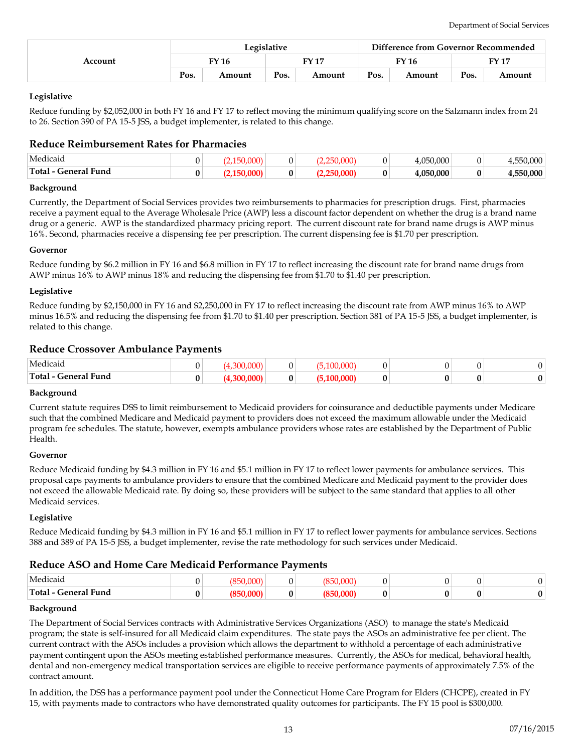| Account | Legislative | | | | Difference from Governor Recommended | | | |
|---|---|---|---|---|---|---|---|---|
| | FY 16 | | FY 17 | | FY 16 | | FY 17 | |
| | Pos. | Amount | Pos. | Amount | Pos. | Amount | Pos. | Amount |

**Legislative**

Reduce funding by $2,052,000 in both FY 16 and FY 17 to reflect moving the minimum qualifying score on the Salzmann index from 24 to 26. Section 390 of PA 15-5 JSS, a budget implementer, is related to this change.

## Reduce Reimbursement Rates for Pharmacies

| Account | Pos. | Amount | Pos. | Amount | Pos. | Amount | Pos. | Amount |
|---|---|---|---|---|---|---|---|---|
| Medicaid | 0 | (2,150,000) | 0 | (2,250,000) | 0 | 4,050,000 | 0 | 4,550,000 |
| **Total - General Fund** | **0** | **(2,150,000)** | **0** | **(2,250,000)** | **0** | **4,050,000** | **0** | **4,550,000** |

**Background**

Currently, the Department of Social Services provides two reimbursements to pharmacies for prescription drugs. First, pharmacies receive a payment equal to the Average Wholesale Price (AWP) less a discount factor dependent on whether the drug is a brand name drug or a generic. AWP is the standardized pharmacy pricing report. The current discount rate for brand name drugs is AWP minus 16%. Second, pharmacies receive a dispensing fee per prescription. The current dispensing fee is $1.70 per prescription.

**Governor**

Reduce funding by $6.2 million in FY 16 and $6.8 million in FY 17 to reflect increasing the discount rate for brand name drugs from AWP minus 16% to AWP minus 18% and reducing the dispensing fee from $1.70 to $1.40 per prescription.

**Legislative**

Reduce funding by $2,150,000 in FY 16 and $2,250,000 in FY 17 to reflect increasing the discount rate from AWP minus 16% to AWP minus 16.5% and reducing the dispensing fee from $1.70 to $1.40 per prescription. Section 381 of PA 15-5 JSS, a budget implementer, is related to this change.

## Reduce Crossover Ambulance Payments

| Account | Pos. | Amount | Pos. | Amount | Pos. | Amount | Pos. | Amount |
|---|---|---|---|---|---|---|---|---|
| Medicaid | 0 | (4,300,000) | 0 | (5,100,000) | 0 | 0 | 0 | 0 |
| **Total - General Fund** | **0** | **(4,300,000)** | **0** | **(5,100,000)** | **0** | **0** | **0** | **0** |

**Background**

Current statute requires DSS to limit reimbursement to Medicaid providers for coinsurance and deductible payments under Medicare such that the combined Medicare and Medicaid payment to providers does not exceed the maximum allowable under the Medicaid program fee schedules. The statute, however, exempts ambulance providers whose rates are established by the Department of Public Health.

**Governor**

Reduce Medicaid funding by $4.3 million in FY 16 and $5.1 million in FY 17 to reflect lower payments for ambulance services. This proposal caps payments to ambulance providers to ensure that the combined Medicare and Medicaid payment to the provider does not exceed the allowable Medicaid rate. By doing so, these providers will be subject to the same standard that applies to all other Medicaid services.

**Legislative**

Reduce Medicaid funding by $4.3 million in FY 16 and $5.1 million in FY 17 to reflect lower payments for ambulance services. Sections 388 and 389 of PA 15-5 JSS, a budget implementer, revise the rate methodology for such services under Medicaid.

## Reduce ASO and Home Care Medicaid Performance Payments

| Account | Pos. | Amount | Pos. | Amount | Pos. | Amount | Pos. | Amount |
|---|---|---|---|---|---|---|---|---|
| Medicaid | 0 | (850,000) | 0 | (850,000) | 0 | 0 | 0 | 0 |
| **Total - General Fund** | **0** | **(850,000)** | **0** | **(850,000)** | **0** | **0** | **0** | **0** |

**Background**

The Department of Social Services contracts with Administrative Services Organizations (ASO) to manage the state's Medicaid program; the state is self-insured for all Medicaid claim expenditures. The state pays the ASOs an administrative fee per client. The current contract with the ASOs includes a provision which allows the department to withhold a percentage of each administrative payment contingent upon the ASOs meeting established performance measures. Currently, the ASOs for medical, behavioral health, dental and non-emergency medical transportation services are eligible to receive performance payments of approximately 7.5% of the contract amount.

In addition, the DSS has a performance payment pool under the Connecticut Home Care Program for Elders (CHCPE), created in FY 15, with payments made to contractors who have demonstrated quality outcomes for participants. The FY 15 pool is $300,000.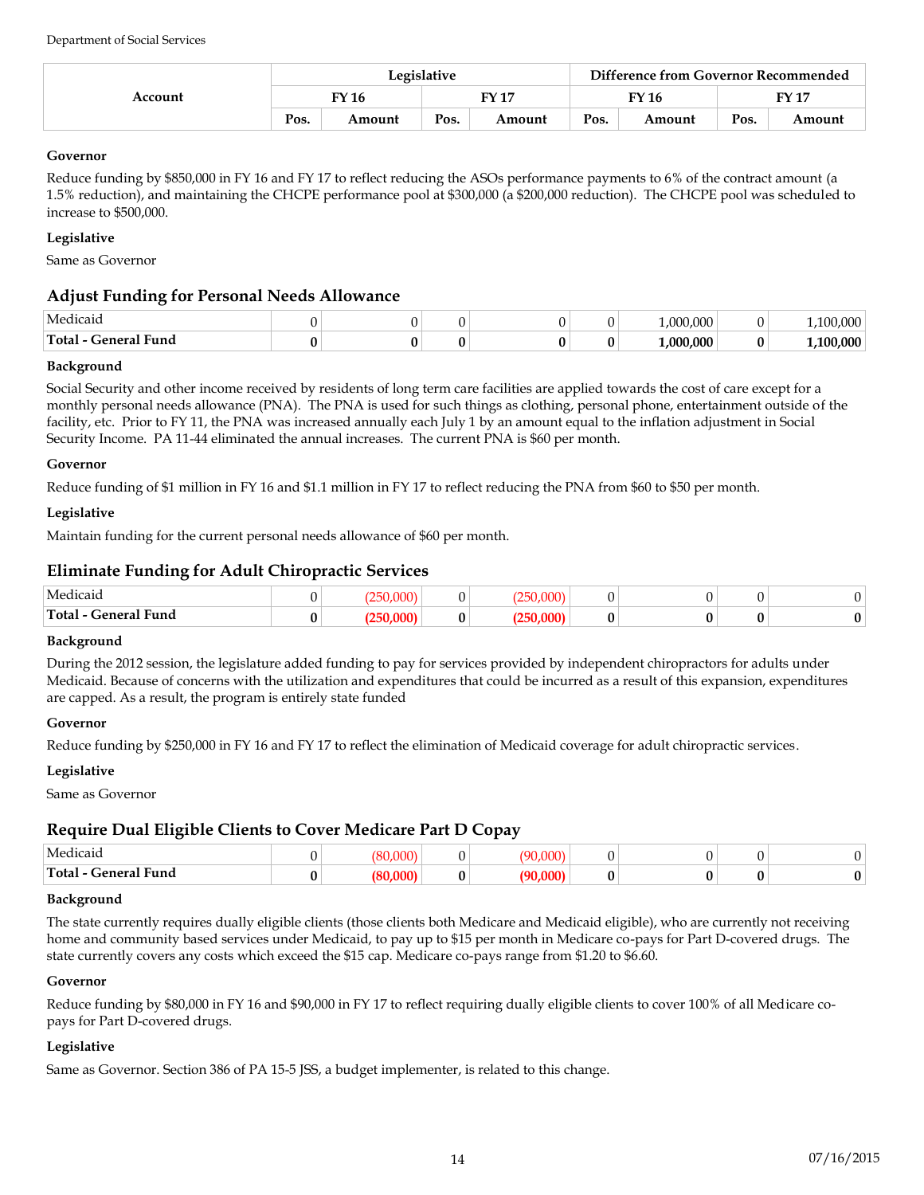| Account | Legislative | | | | Difference from Governor Recommended | | | |
|---|---|---|---|---|---|---|---|---|
| | FY 16 | | FY 17 | | FY 16 | | FY 17 | |
| | Pos. | Amount | Pos. | Amount | Pos. | Amount | Pos. | Amount |

**Governor**

Reduce funding by $850,000 in FY 16 and FY 17 to reflect reducing the ASOs performance payments to 6% of the contract amount (a 1.5% reduction), and maintaining the CHCPE performance pool at $300,000 (a $200,000 reduction). The CHCPE pool was scheduled to increase to $500,000.

**Legislative**

Same as Governor

## Adjust Funding for Personal Needs Allowance

| Account | FY 16 Pos. | FY 16 Amount | FY 17 Pos. | FY 17 Amount | Diff FY 16 Pos. | Diff FY 16 Amount | Diff FY 17 Pos. | Diff FY 17 Amount |
|---|---|---|---|---|---|---|---|---|
| Medicaid | 0 | 0 | 0 | 0 | 0 | 1,000,000 | 0 | 1,100,000 |
| **Total - General Fund** | **0** | **0** | **0** | **0** | **0** | **1,000,000** | **0** | **1,100,000** |

**Background**

Social Security and other income received by residents of long term care facilities are applied towards the cost of care except for a monthly personal needs allowance (PNA). The PNA is used for such things as clothing, personal phone, entertainment outside of the facility, etc. Prior to FY 11, the PNA was increased annually each July 1 by an amount equal to the inflation adjustment in Social Security Income. PA 11-44 eliminated the annual increases. The current PNA is $60 per month.

**Governor**

Reduce funding of $1 million in FY 16 and $1.1 million in FY 17 to reflect reducing the PNA from $60 to $50 per month.

**Legislative**

Maintain funding for the current personal needs allowance of $60 per month.

## Eliminate Funding for Adult Chiropractic Services

| Account | FY 16 Pos. | FY 16 Amount | FY 17 Pos. | FY 17 Amount | Diff FY 16 Pos. | Diff FY 16 Amount | Diff FY 17 Pos. | Diff FY 17 Amount |
|---|---|---|---|---|---|---|---|---|
| Medicaid | 0 | (250,000) | 0 | (250,000) | 0 | 0 | 0 | 0 |
| **Total - General Fund** | **0** | **(250,000)** | **0** | **(250,000)** | **0** | **0** | **0** | **0** |

**Background**

During the 2012 session, the legislature added funding to pay for services provided by independent chiropractors for adults under Medicaid. Because of concerns with the utilization and expenditures that could be incurred as a result of this expansion, expenditures are capped. As a result, the program is entirely state funded

**Governor**

Reduce funding by $250,000 in FY 16 and FY 17 to reflect the elimination of Medicaid coverage for adult chiropractic services.

**Legislative**

Same as Governor

## Require Dual Eligible Clients to Cover Medicare Part D Copay

| Account | FY 16 Pos. | FY 16 Amount | FY 17 Pos. | FY 17 Amount | Diff FY 16 Pos. | Diff FY 16 Amount | Diff FY 17 Pos. | Diff FY 17 Amount |
|---|---|---|---|---|---|---|---|---|
| Medicaid | 0 | (80,000) | 0 | (90,000) | 0 | 0 | 0 | 0 |
| **Total - General Fund** | **0** | **(80,000)** | **0** | **(90,000)** | **0** | **0** | **0** | **0** |

**Background**

The state currently requires dually eligible clients (those clients both Medicare and Medicaid eligible), who are currently not receiving home and community based services under Medicaid, to pay up to $15 per month in Medicare co-pays for Part D-covered drugs. The state currently covers any costs which exceed the $15 cap. Medicare co-pays range from $1.20 to $6.60.

**Governor**

Reduce funding by $80,000 in FY 16 and $90,000 in FY 17 to reflect requiring dually eligible clients to cover 100% of all Medicare co-pays for Part D-covered drugs.

**Legislative**

Same as Governor. Section 386 of PA 15-5 JSS, a budget implementer, is related to this change.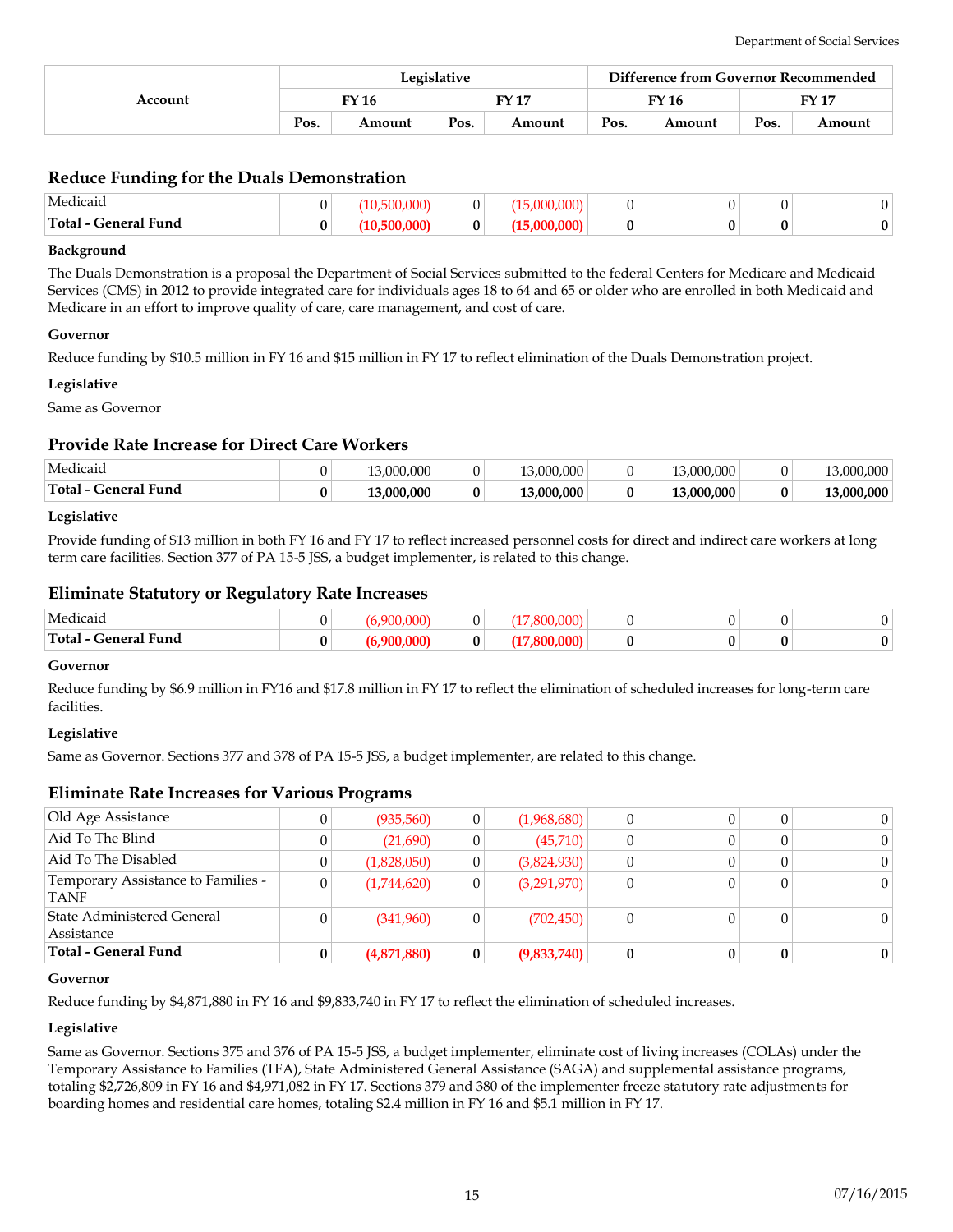| Account | Legislative | | | | Difference from Governor Recommended | | | |
|---|---|---|---|---|---|---|---|---|
| | FY 16 | | FY 17 | | FY 16 | | FY 17 | |
| | Pos. | Amount | Pos. | Amount | Pos. | Amount | Pos. | Amount |

## Reduce Funding for the Duals Demonstration

| Account | Pos. | Amount | Pos. | Amount | Pos. | Amount | Pos. | Amount |
|---|---|---|---|---|---|---|---|---|
| Medicaid | 0 | (10,500,000) | 0 | (15,000,000) | 0 | 0 | 0 | 0 |
| **Total - General Fund** | **0** | **(10,500,000)** | **0** | **(15,000,000)** | **0** | **0** | **0** | **0** |

**Background**

The Duals Demonstration is a proposal the Department of Social Services submitted to the federal Centers for Medicare and Medicaid Services (CMS) in 2012 to provide integrated care for individuals ages 18 to 64 and 65 or older who are enrolled in both Medicaid and Medicare in an effort to improve quality of care, care management, and cost of care.

**Governor**

Reduce funding by $10.5 million in FY 16 and $15 million in FY 17 to reflect elimination of the Duals Demonstration project.

**Legislative**

Same as Governor

## Provide Rate Increase for Direct Care Workers

| Account | Pos. | Amount | Pos. | Amount | Pos. | Amount | Pos. | Amount |
|---|---|---|---|---|---|---|---|---|
| Medicaid | 0 | 13,000,000 | 0 | 13,000,000 | 0 | 13,000,000 | 0 | 13,000,000 |
| **Total - General Fund** | **0** | **13,000,000** | **0** | **13,000,000** | **0** | **13,000,000** | **0** | **13,000,000** |

**Legislative**

Provide funding of $13 million in both FY 16 and FY 17 to reflect increased personnel costs for direct and indirect care workers at long term care facilities. Section 377 of PA 15-5 JSS, a budget implementer, is related to this change.

## Eliminate Statutory or Regulatory Rate Increases

| Account | Pos. | Amount | Pos. | Amount | Pos. | Amount | Pos. | Amount |
|---|---|---|---|---|---|---|---|---|
| Medicaid | 0 | (6,900,000) | 0 | (17,800,000) | 0 | 0 | 0 | 0 |
| **Total - General Fund** | **0** | **(6,900,000)** | **0** | **(17,800,000)** | **0** | **0** | **0** | **0** |

**Governor**

Reduce funding by $6.9 million in FY16 and $17.8 million in FY 17 to reflect the elimination of scheduled increases for long-term care facilities.

**Legislative**

Same as Governor. Sections 377 and 378 of PA 15-5 JSS, a budget implementer, are related to this change.

## Eliminate Rate Increases for Various Programs

| Account | Pos. | Amount | Pos. | Amount | Pos. | Amount | Pos. | Amount |
|---|---|---|---|---|---|---|---|---|
| Old Age Assistance | 0 | (935,560) | 0 | (1,968,680) | 0 | 0 | 0 | 0 |
| Aid To The Blind | 0 | (21,690) | 0 | (45,710) | 0 | 0 | 0 | 0 |
| Aid To The Disabled | 0 | (1,828,050) | 0 | (3,824,930) | 0 | 0 | 0 | 0 |
| Temporary Assistance to Families - TANF | 0 | (1,744,620) | 0 | (3,291,970) | 0 | 0 | 0 | 0 |
| State Administered General Assistance | 0 | (341,960) | 0 | (702,450) | 0 | 0 | 0 | 0 |
| **Total - General Fund** | **0** | **(4,871,880)** | **0** | **(9,833,740)** | **0** | **0** | **0** | **0** |

**Governor**

Reduce funding by $4,871,880 in FY 16 and $9,833,740 in FY 17 to reflect the elimination of scheduled increases.

**Legislative**

Same as Governor. Sections 375 and 376 of PA 15-5 JSS, a budget implementer, eliminate cost of living increases (COLAs) under the Temporary Assistance to Families (TFA), State Administered General Assistance (SAGA) and supplemental assistance programs, totaling $2,726,809 in FY 16 and $4,971,082 in FY 17. Sections 379 and 380 of the implementer freeze statutory rate adjustments for boarding homes and residential care homes, totaling $2.4 million in FY 16 and $5.1 million in FY 17.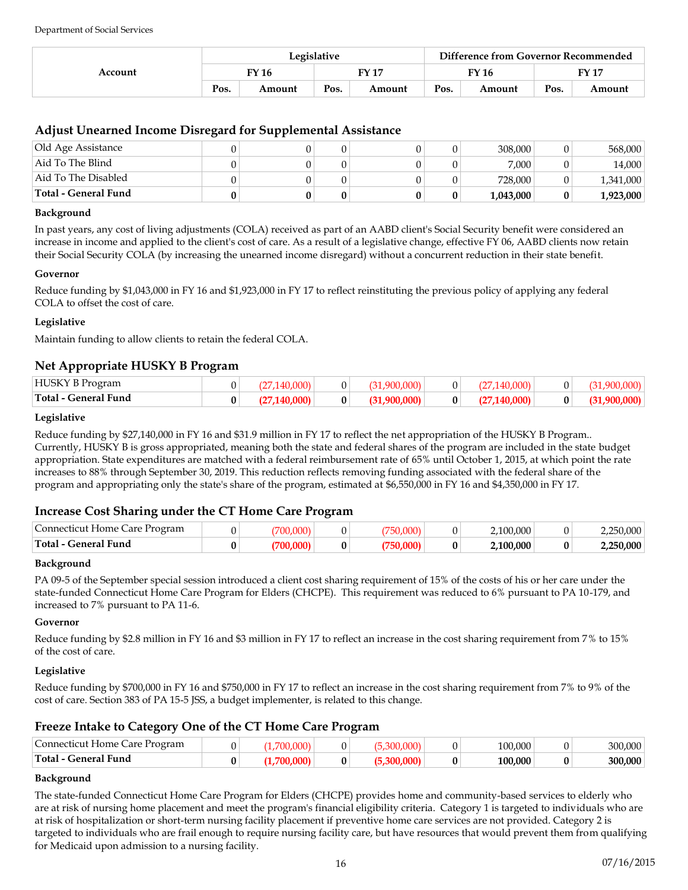Department of Social Services

| Account | Legislative | | | | Difference from Governor Recommended | | | |
|---|---|---|---|---|---|---|---|---|
| | FY 16 | | FY 17 | | FY 16 | | FY 17 | |
| | Pos. | Amount | Pos. | Amount | Pos. | Amount | Pos. | Amount |

## Adjust Unearned Income Disregard for Supplemental Assistance

| Account | Pos. | Amount | Pos. | Amount | Pos. | Amount | Pos. | Amount |
|---|---|---|---|---|---|---|---|---|
| Old Age Assistance | 0 | 0 | 0 | 0 | 0 | 308,000 | 0 | 568,000 |
| Aid To The Blind | 0 | 0 | 0 | 0 | 0 | 7,000 | 0 | 14,000 |
| Aid To The Disabled | 0 | 0 | 0 | 0 | 0 | 728,000 | 0 | 1,341,000 |
| **Total - General Fund** | **0** | **0** | **0** | **0** | **0** | **1,043,000** | **0** | **1,923,000** |

**Background**

In past years, any cost of living adjustments (COLA) received as part of an AABD client's Social Security benefit were considered an increase in income and applied to the client's cost of care. As a result of a legislative change, effective FY 06, AABD clients now retain their Social Security COLA (by increasing the unearned income disregard) without a concurrent reduction in their state benefit.

**Governor**

Reduce funding by $1,043,000 in FY 16 and $1,923,000 in FY 17 to reflect reinstituting the previous policy of applying any federal COLA to offset the cost of care.

**Legislative**

Maintain funding to allow clients to retain the federal COLA.

## Net Appropriate HUSKY B Program

| Account | Pos. | Amount | Pos. | Amount | Pos. | Amount | Pos. | Amount |
|---|---|---|---|---|---|---|---|---|
| HUSKY B Program | 0 | (27,140,000) | 0 | (31,900,000) | 0 | (27,140,000) | 0 | (31,900,000) |
| **Total - General Fund** | **0** | **(27,140,000)** | **0** | **(31,900,000)** | **0** | **(27,140,000)** | **0** | **(31,900,000)** |

**Legislative**

Reduce funding by $27,140,000 in FY 16 and $31.9 million in FY 17 to reflect the net appropriation of the HUSKY B Program.. Currently, HUSKY B is gross appropriated, meaning both the state and federal shares of the program are included in the state budget appropriation. State expenditures are matched with a federal reimbursement rate of 65% until October 1, 2015, at which point the rate increases to 88% through September 30, 2019. This reduction reflects removing funding associated with the federal share of the program and appropriating only the state's share of the program, estimated at $6,550,000 in FY 16 and $4,350,000 in FY 17.

## Increase Cost Sharing under the CT Home Care Program

| Account | Pos. | Amount | Pos. | Amount | Pos. | Amount | Pos. | Amount |
|---|---|---|---|---|---|---|---|---|
| Connecticut Home Care Program | 0 | (700,000) | 0 | (750,000) | 0 | 2,100,000 | 0 | 2,250,000 |
| **Total - General Fund** | **0** | **(700,000)** | **0** | **(750,000)** | **0** | **2,100,000** | **0** | **2,250,000** |

**Background**

PA 09-5 of the September special session introduced a client cost sharing requirement of 15% of the costs of his or her care under the state-funded Connecticut Home Care Program for Elders (CHCPE). This requirement was reduced to 6% pursuant to PA 10-179, and increased to 7% pursuant to PA 11-6.

**Governor**

Reduce funding by $2.8 million in FY 16 and $3 million in FY 17 to reflect an increase in the cost sharing requirement from 7% to 15% of the cost of care.

**Legislative**

Reduce funding by $700,000 in FY 16 and $750,000 in FY 17 to reflect an increase in the cost sharing requirement from 7% to 9% of the cost of care. Section 383 of PA 15-5 JSS, a budget implementer, is related to this change.

## Freeze Intake to Category One of the CT Home Care Program

| Account | Pos. | Amount | Pos. | Amount | Pos. | Amount | Pos. | Amount |
|---|---|---|---|---|---|---|---|---|
| Connecticut Home Care Program | 0 | (1,700,000) | 0 | (5,300,000) | 0 | 100,000 | 0 | 300,000 |
| **Total - General Fund** | **0** | **(1,700,000)** | **0** | **(5,300,000)** | **0** | **100,000** | **0** | **300,000** |

**Background**

The state-funded Connecticut Home Care Program for Elders (CHCPE) provides home and community-based services to elderly who are at risk of nursing home placement and meet the program's financial eligibility criteria. Category 1 is targeted to individuals who are at risk of hospitalization or short-term nursing facility placement if preventive home care services are not provided. Category 2 is targeted to individuals who are frail enough to require nursing facility care, but have resources that would prevent them from qualifying for Medicaid upon admission to a nursing facility.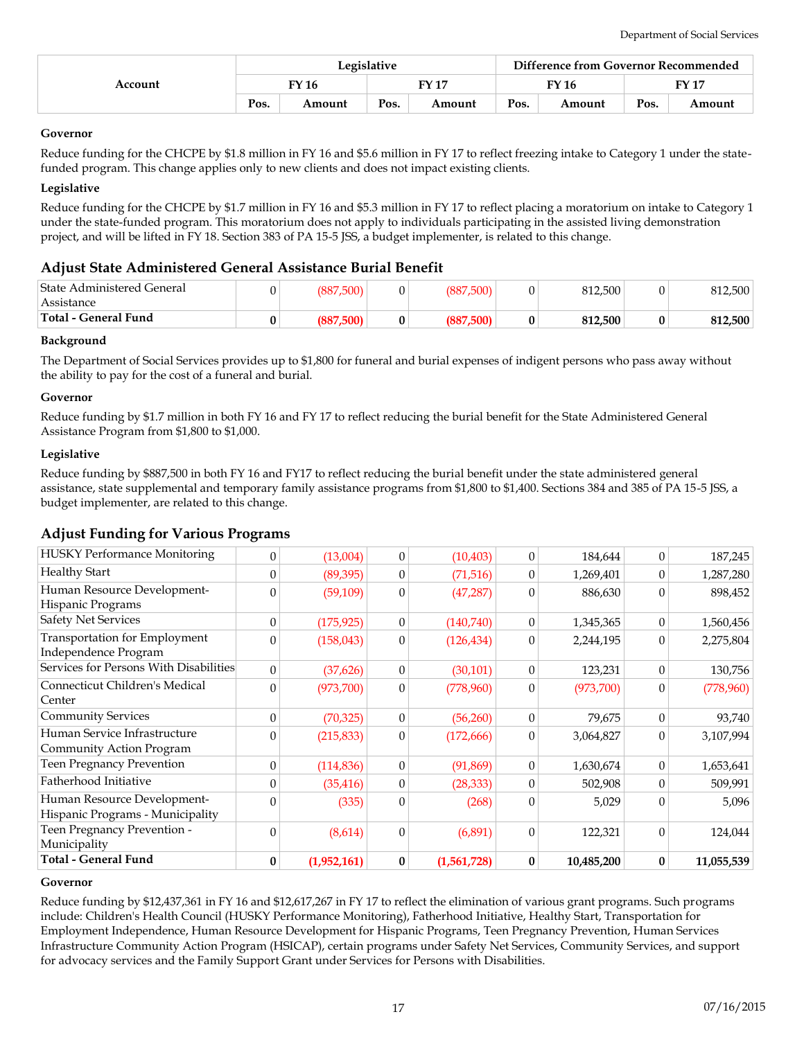| Account | Legislative | | | | Difference from Governor Recommended | | | |
|---|---|---|---|---|---|---|---|---|
| | FY 16 | | FY 17 | | FY 16 | | FY 17 | |
| | Pos. | Amount | Pos. | Amount | Pos. | Amount | Pos. | Amount |

**Governor**

Reduce funding for the CHCPE by $1.8 million in FY 16 and $5.6 million in FY 17 to reflect freezing intake to Category 1 under the state-funded program. This change applies only to new clients and does not impact existing clients.

**Legislative**

Reduce funding for the CHCPE by $1.7 million in FY 16 and $5.3 million in FY 17 to reflect placing a moratorium on intake to Category 1 under the state-funded program. This moratorium does not apply to individuals participating in the assisted living demonstration project, and will be lifted in FY 18. Section 383 of PA 15-5 JSS, a budget implementer, is related to this change.

## Adjust State Administered General Assistance Burial Benefit

| Account | FY 16 Pos. | FY 16 Amount | FY 17 Pos. | FY 17 Amount | Diff FY 16 Pos. | Diff FY 16 Amount | Diff FY 17 Pos. | Diff FY 17 Amount |
|---|---|---|---|---|---|---|---|---|
| State Administered General Assistance | 0 | (887,500) | 0 | (887,500) | 0 | 812,500 | 0 | 812,500 |
| **Total - General Fund** | **0** | **(887,500)** | **0** | **(887,500)** | **0** | **812,500** | **0** | **812,500** |

**Background**

The Department of Social Services provides up to $1,800 for funeral and burial expenses of indigent persons who pass away without the ability to pay for the cost of a funeral and burial.

**Governor**

Reduce funding by $1.7 million in both FY 16 and FY 17 to reflect reducing the burial benefit for the State Administered General Assistance Program from $1,800 to $1,000.

**Legislative**

Reduce funding by $887,500 in both FY 16 and FY17 to reflect reducing the burial benefit under the state administered general assistance, state supplemental and temporary family assistance programs from $1,800 to $1,400. Sections 384 and 385 of PA 15-5 JSS, a budget implementer, are related to this change.

## Adjust Funding for Various Programs

| Account | FY 16 Pos. | FY 16 Amount | FY 17 Pos. | FY 17 Amount | Diff FY 16 Pos. | Diff FY 16 Amount | Diff FY 17 Pos. | Diff FY 17 Amount |
|---|---|---|---|---|---|---|---|---|
| HUSKY Performance Monitoring | 0 | (13,004) | 0 | (10,403) | 0 | 184,644 | 0 | 187,245 |
| Healthy Start | 0 | (89,395) | 0 | (71,516) | 0 | 1,269,401 | 0 | 1,287,280 |
| Human Resource Development-Hispanic Programs | 0 | (59,109) | 0 | (47,287) | 0 | 886,630 | 0 | 898,452 |
| Safety Net Services | 0 | (175,925) | 0 | (140,740) | 0 | 1,345,365 | 0 | 1,560,456 |
| Transportation for Employment Independence Program | 0 | (158,043) | 0 | (126,434) | 0 | 2,244,195 | 0 | 2,275,804 |
| Services for Persons With Disabilities | 0 | (37,626) | 0 | (30,101) | 0 | 123,231 | 0 | 130,756 |
| Connecticut Children's Medical Center | 0 | (973,700) | 0 | (778,960) | 0 | (973,700) | 0 | (778,960) |
| Community Services | 0 | (70,325) | 0 | (56,260) | 0 | 79,675 | 0 | 93,740 |
| Human Service Infrastructure Community Action Program | 0 | (215,833) | 0 | (172,666) | 0 | 3,064,827 | 0 | 3,107,994 |
| Teen Pregnancy Prevention | 0 | (114,836) | 0 | (91,869) | 0 | 1,630,674 | 0 | 1,653,641 |
| Fatherhood Initiative | 0 | (35,416) | 0 | (28,333) | 0 | 502,908 | 0 | 509,991 |
| Human Resource Development-Hispanic Programs - Municipality | 0 | (335) | 0 | (268) | 0 | 5,029 | 0 | 5,096 |
| Teen Pregnancy Prevention - Municipality | 0 | (8,614) | 0 | (6,891) | 0 | 122,321 | 0 | 124,044 |
| **Total - General Fund** | **0** | **(1,952,161)** | **0** | **(1,561,728)** | **0** | **10,485,200** | **0** | **11,055,539** |

**Governor**

Reduce funding by $12,437,361 in FY 16 and $12,617,267 in FY 17 to reflect the elimination of various grant programs. Such programs include: Children's Health Council (HUSKY Performance Monitoring), Fatherhood Initiative, Healthy Start, Transportation for Employment Independence, Human Resource Development for Hispanic Programs, Teen Pregnancy Prevention, Human Services Infrastructure Community Action Program (HSICAP), certain programs under Safety Net Services, Community Services, and support for advocacy services and the Family Support Grant under Services for Persons with Disabilities.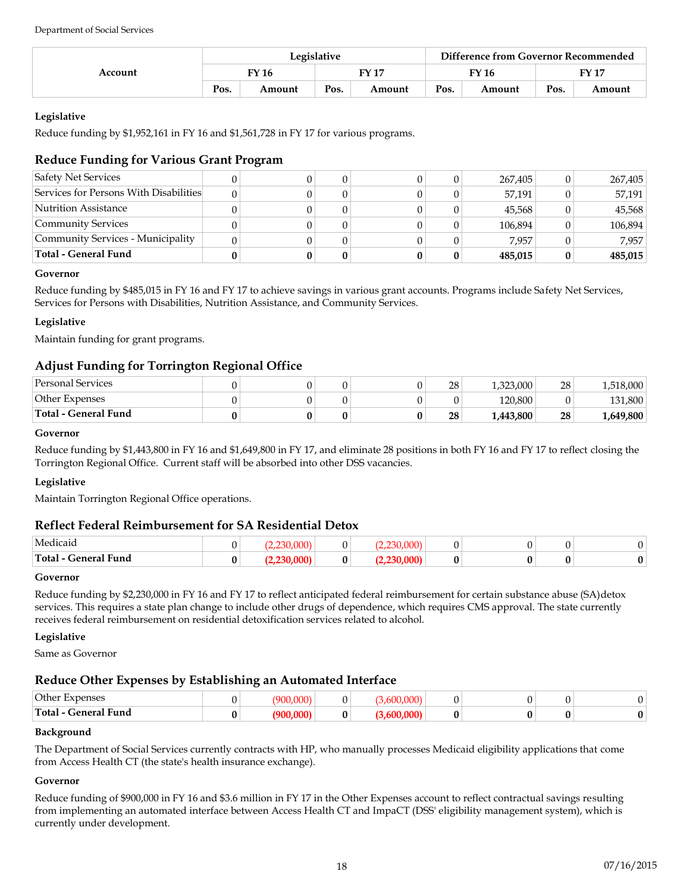| Account | Legislative | | | | Difference from Governor Recommended | | | |
|---|---|---|---|---|---|---|---|---|
| | FY 16 | | FY 17 | | FY 16 | | FY 17 | |
| | Pos. | Amount | Pos. | Amount | Pos. | Amount | Pos. | Amount |

**Legislative**

Reduce funding by $1,952,161 in FY 16 and $1,561,728 in FY 17 for various programs.

## Reduce Funding for Various Grant Program

| Account | FY 16 Pos. | FY 16 Amount | FY 17 Pos. | FY 17 Amount | Diff FY 16 Pos. | Diff FY 16 Amount | Diff FY 17 Pos. | Diff FY 17 Amount |
|---|---|---|---|---|---|---|---|---|
| Safety Net Services | 0 | 0 | 0 | 0 | 0 | 267,405 | 0 | 267,405 |
| Services for Persons With Disabilities | 0 | 0 | 0 | 0 | 0 | 57,191 | 0 | 57,191 |
| Nutrition Assistance | 0 | 0 | 0 | 0 | 0 | 45,568 | 0 | 45,568 |
| Community Services | 0 | 0 | 0 | 0 | 0 | 106,894 | 0 | 106,894 |
| Community Services - Municipality | 0 | 0 | 0 | 0 | 0 | 7,957 | 0 | 7,957 |
| **Total - General Fund** | **0** | **0** | **0** | **0** | **0** | **485,015** | **0** | **485,015** |

**Governor**

Reduce funding by $485,015 in FY 16 and FY 17 to achieve savings in various grant accounts. Programs include Safety Net Services, Services for Persons with Disabilities, Nutrition Assistance, and Community Services.

**Legislative**

Maintain funding for grant programs.

## Adjust Funding for Torrington Regional Office

| Account | FY 16 Pos. | FY 16 Amount | FY 17 Pos. | FY 17 Amount | Diff FY 16 Pos. | Diff FY 16 Amount | Diff FY 17 Pos. | Diff FY 17 Amount |
|---|---|---|---|---|---|---|---|---|
| Personal Services | 0 | 0 | 0 | 0 | 28 | 1,323,000 | 28 | 1,518,000 |
| Other Expenses | 0 | 0 | 0 | 0 | 0 | 120,800 | 0 | 131,800 |
| **Total - General Fund** | **0** | **0** | **0** | **0** | **28** | **1,443,800** | **28** | **1,649,800** |

**Governor**

Reduce funding by $1,443,800 in FY 16 and $1,649,800 in FY 17, and eliminate 28 positions in both FY 16 and FY 17 to reflect closing the Torrington Regional Office. Current staff will be absorbed into other DSS vacancies.

**Legislative**

Maintain Torrington Regional Office operations.

## Reflect Federal Reimbursement for SA Residential Detox

| Account | FY 16 Pos. | FY 16 Amount | FY 17 Pos. | FY 17 Amount | Diff FY 16 Pos. | Diff FY 16 Amount | Diff FY 17 Pos. | Diff FY 17 Amount |
|---|---|---|---|---|---|---|---|---|
| Medicaid | 0 | (2,230,000) | 0 | (2,230,000) | 0 | 0 | 0 | 0 |
| **Total - General Fund** | **0** | **(2,230,000)** | **0** | **(2,230,000)** | **0** | **0** | **0** | **0** |

**Governor**

Reduce funding by $2,230,000 in FY 16 and FY 17 to reflect anticipated federal reimbursement for certain substance abuse (SA)detox services. This requires a state plan change to include other drugs of dependence, which requires CMS approval. The state currently receives federal reimbursement on residential detoxification services related to alcohol.

**Legislative**

Same as Governor

## Reduce Other Expenses by Establishing an Automated Interface

| Account | FY 16 Pos. | FY 16 Amount | FY 17 Pos. | FY 17 Amount | Diff FY 16 Pos. | Diff FY 16 Amount | Diff FY 17 Pos. | Diff FY 17 Amount |
|---|---|---|---|---|---|---|---|---|
| Other Expenses | 0 | (900,000) | 0 | (3,600,000) | 0 | 0 | 0 | 0 |
| **Total - General Fund** | **0** | **(900,000)** | **0** | **(3,600,000)** | **0** | **0** | **0** | **0** |

**Background**

The Department of Social Services currently contracts with HP, who manually processes Medicaid eligibility applications that come from Access Health CT (the state's health insurance exchange).

**Governor**

Reduce funding of $900,000 in FY 16 and $3.6 million in FY 17 in the Other Expenses account to reflect contractual savings resulting from implementing an automated interface between Access Health CT and ImpaCT (DSS' eligibility management system), which is currently under development.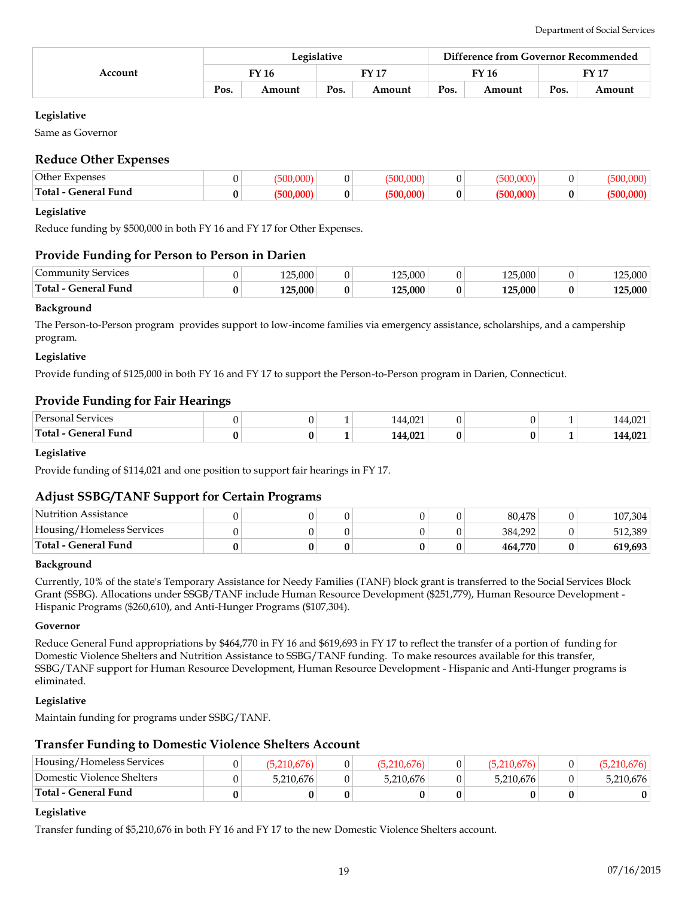| Account | Legislative | | | | Difference from Governor Recommended | | | |
|---|---|---|---|---|---|---|---|---|
| | FY 16 | | FY 17 | | FY 16 | | FY 17 | |
| | Pos. | Amount | Pos. | Amount | Pos. | Amount | Pos. | Amount |

**Legislative**

Same as Governor

## Reduce Other Expenses

| Account | FY 16 Pos. | FY 16 Amount | FY 17 Pos. | FY 17 Amount | Diff FY 16 Pos. | Diff FY 16 Amount | Diff FY 17 Pos. | Diff FY 17 Amount |
|---|---|---|---|---|---|---|---|---|
| Other Expenses | 0 | (500,000) | 0 | (500,000) | 0 | (500,000) | 0 | (500,000) |
| **Total - General Fund** | **0** | **(500,000)** | **0** | **(500,000)** | **0** | **(500,000)** | **0** | **(500,000)** |

**Legislative**

Reduce funding by $500,000 in both FY 16 and FY 17 for Other Expenses.

## Provide Funding for Person to Person in Darien

| Account | FY 16 Pos. | FY 16 Amount | FY 17 Pos. | FY 17 Amount | Diff FY 16 Pos. | Diff FY 16 Amount | Diff FY 17 Pos. | Diff FY 17 Amount |
|---|---|---|---|---|---|---|---|---|
| Community Services | 0 | 125,000 | 0 | 125,000 | 0 | 125,000 | 0 | 125,000 |
| **Total - General Fund** | **0** | **125,000** | **0** | **125,000** | **0** | **125,000** | **0** | **125,000** |

**Background**

The Person-to-Person program provides support to low-income families via emergency assistance, scholarships, and a campership program.

**Legislative**

Provide funding of $125,000 in both FY 16 and FY 17 to support the Person-to-Person program in Darien, Connecticut.

## Provide Funding for Fair Hearings

| Account | FY 16 Pos. | FY 16 Amount | FY 17 Pos. | FY 17 Amount | Diff FY 16 Pos. | Diff FY 16 Amount | Diff FY 17 Pos. | Diff FY 17 Amount |
|---|---|---|---|---|---|---|---|---|
| Personal Services | 0 | 0 | 1 | 144,021 | 0 | 0 | 1 | 144,021 |
| **Total - General Fund** | **0** | **0** | **1** | **144,021** | **0** | **0** | **1** | **144,021** |

**Legislative**

Provide funding of $114,021 and one position to support fair hearings in FY 17.

## Adjust SSBG/TANF Support for Certain Programs

| Account | FY 16 Pos. | FY 16 Amount | FY 17 Pos. | FY 17 Amount | Diff FY 16 Pos. | Diff FY 16 Amount | Diff FY 17 Pos. | Diff FY 17 Amount |
|---|---|---|---|---|---|---|---|---|
| Nutrition Assistance | 0 | 0 | 0 | 0 | 0 | 80,478 | 0 | 107,304 |
| Housing/Homeless Services | 0 | 0 | 0 | 0 | 0 | 384,292 | 0 | 512,389 |
| **Total - General Fund** | **0** | **0** | **0** | **0** | **0** | **464,770** | **0** | **619,693** |

**Background**

Currently, 10% of the state's Temporary Assistance for Needy Families (TANF) block grant is transferred to the Social Services Block Grant (SSBG). Allocations under SSGB/TANF include Human Resource Development ($251,779), Human Resource Development - Hispanic Programs ($260,610), and Anti-Hunger Programs ($107,304).

**Governor**

Reduce General Fund appropriations by $464,770 in FY 16 and $619,693 in FY 17 to reflect the transfer of a portion of funding for Domestic Violence Shelters and Nutrition Assistance to SSBG/TANF funding. To make resources available for this transfer, SSBG/TANF support for Human Resource Development, Human Resource Development - Hispanic and Anti-Hunger programs is eliminated.

**Legislative**

Maintain funding for programs under SSBG/TANF.

## Transfer Funding to Domestic Violence Shelters Account

| Account | FY 16 Pos. | FY 16 Amount | FY 17 Pos. | FY 17 Amount | Diff FY 16 Pos. | Diff FY 16 Amount | Diff FY 17 Pos. | Diff FY 17 Amount |
|---|---|---|---|---|---|---|---|---|
| Housing/Homeless Services | 0 | (5,210,676) | 0 | (5,210,676) | 0 | (5,210,676) | 0 | (5,210,676) |
| Domestic Violence Shelters | 0 | 5,210,676 | 0 | 5,210,676 | 0 | 5,210,676 | 0 | 5,210,676 |
| **Total - General Fund** | **0** | **0** | **0** | **0** | **0** | **0** | **0** | **0** |

**Legislative**

Transfer funding of $5,210,676 in both FY 16 and FY 17 to the new Domestic Violence Shelters account.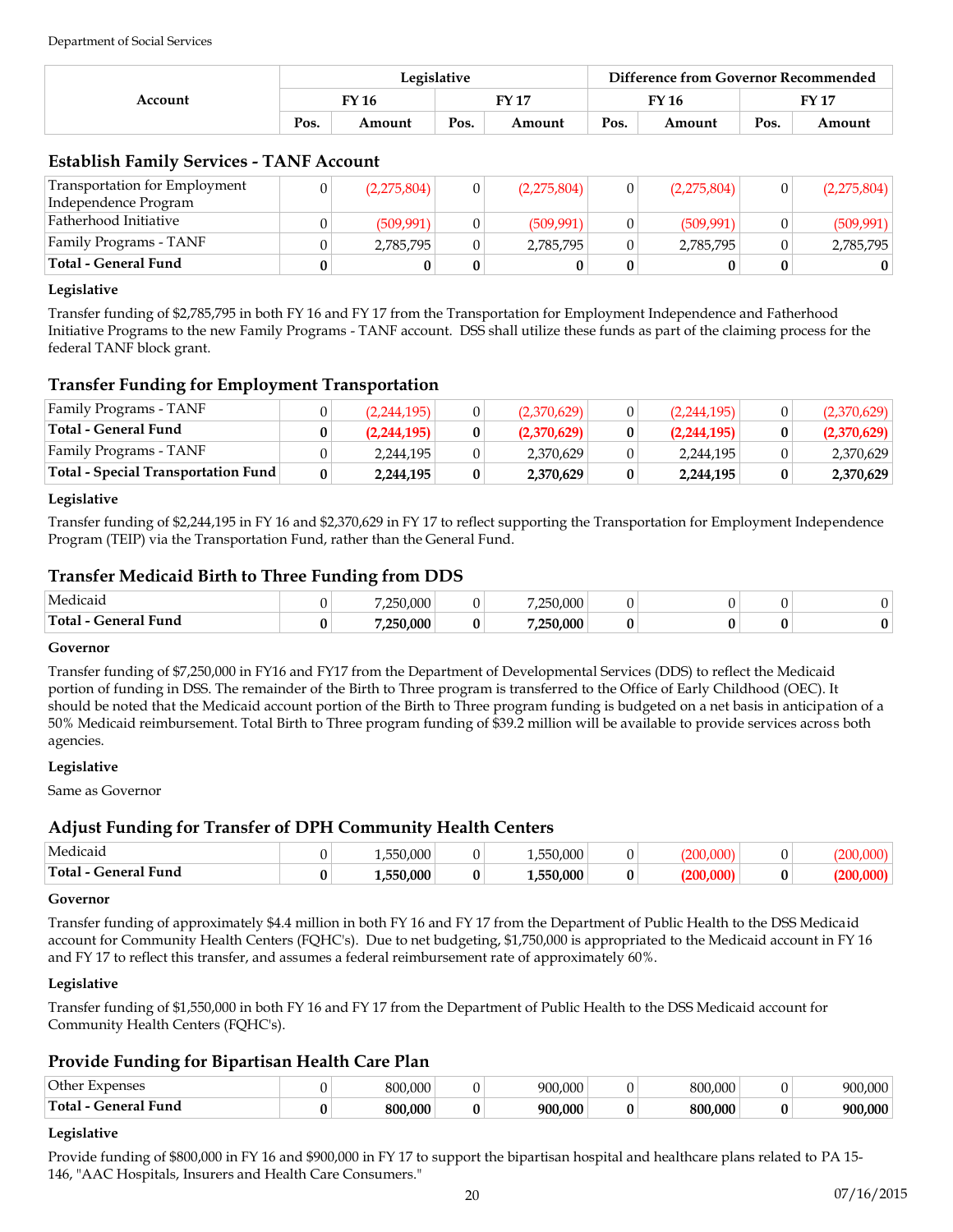Department of Social Services

| Account | Legislative | | | | Difference from Governor Recommended | | | |
|---|---|---|---|---|---|---|---|---|
| | FY 16 | | FY 17 | | FY 16 | | FY 17 | |
| | Pos. | Amount | Pos. | Amount | Pos. | Amount | Pos. | Amount |

## Establish Family Services - TANF Account

| Account | FY 16 Pos. | FY 16 Amount | FY 17 Pos. | FY 17 Amount | Diff FY 16 Pos. | Diff FY 16 Amount | Diff FY 17 Pos. | Diff FY 17 Amount |
|---|---|---|---|---|---|---|---|---|
| Transportation for Employment Independence Program | 0 | (2,275,804) | 0 | (2,275,804) | 0 | (2,275,804) | 0 | (2,275,804) |
| Fatherhood Initiative | 0 | (509,991) | 0 | (509,991) | 0 | (509,991) | 0 | (509,991) |
| Family Programs - TANF | 0 | 2,785,795 | 0 | 2,785,795 | 0 | 2,785,795 | 0 | 2,785,795 |
| **Total - General Fund** | **0** | **0** | **0** | **0** | **0** | **0** | **0** | **0** |

**Legislative**

Transfer funding of $2,785,795 in both FY 16 and FY 17 from the Transportation for Employment Independence and Fatherhood Initiative Programs to the new Family Programs - TANF account. DSS shall utilize these funds as part of the claiming process for the federal TANF block grant.

## Transfer Funding for Employment Transportation

| Account | FY 16 Pos. | FY 16 Amount | FY 17 Pos. | FY 17 Amount | Diff FY 16 Pos. | Diff FY 16 Amount | Diff FY 17 Pos. | Diff FY 17 Amount |
|---|---|---|---|---|---|---|---|---|
| Family Programs - TANF | 0 | (2,244,195) | 0 | (2,370,629) | 0 | (2,244,195) | 0 | (2,370,629) |
| **Total - General Fund** | **0** | **(2,244,195)** | **0** | **(2,370,629)** | **0** | **(2,244,195)** | **0** | **(2,370,629)** |
| Family Programs - TANF | 0 | 2,244,195 | 0 | 2,370,629 | 0 | 2,244,195 | 0 | 2,370,629 |
| **Total - Special Transportation Fund** | **0** | **2,244,195** | **0** | **2,370,629** | **0** | **2,244,195** | **0** | **2,370,629** |

**Legislative**

Transfer funding of $2,244,195 in FY 16 and $2,370,629 in FY 17 to reflect supporting the Transportation for Employment Independence Program (TEIP) via the Transportation Fund, rather than the General Fund.

## Transfer Medicaid Birth to Three Funding from DDS

| Account | FY 16 Pos. | FY 16 Amount | FY 17 Pos. | FY 17 Amount | Diff FY 16 Pos. | Diff FY 16 Amount | Diff FY 17 Pos. | Diff FY 17 Amount |
|---|---|---|---|---|---|---|---|---|
| Medicaid | 0 | 7,250,000 | 0 | 7,250,000 | 0 | 0 | 0 | 0 |
| **Total - General Fund** | **0** | **7,250,000** | **0** | **7,250,000** | **0** | **0** | **0** | **0** |

**Governor**

Transfer funding of $7,250,000 in FY16 and FY17 from the Department of Developmental Services (DDS) to reflect the Medicaid portion of funding in DSS. The remainder of the Birth to Three program is transferred to the Office of Early Childhood (OEC). It should be noted that the Medicaid account portion of the Birth to Three program funding is budgeted on a net basis in anticipation of a 50% Medicaid reimbursement. Total Birth to Three program funding of $39.2 million will be available to provide services across both agencies.

**Legislative**

Same as Governor

## Adjust Funding for Transfer of DPH Community Health Centers

| Account | FY 16 Pos. | FY 16 Amount | FY 17 Pos. | FY 17 Amount | Diff FY 16 Pos. | Diff FY 16 Amount | Diff FY 17 Pos. | Diff FY 17 Amount |
|---|---|---|---|---|---|---|---|---|
| Medicaid | 0 | 1,550,000 | 0 | 1,550,000 | 0 | (200,000) | 0 | (200,000) |
| **Total - General Fund** | **0** | **1,550,000** | **0** | **1,550,000** | **0** | **(200,000)** | **0** | **(200,000)** |

**Governor**

Transfer funding of approximately $4.4 million in both FY 16 and FY 17 from the Department of Public Health to the DSS Medicaid account for Community Health Centers (FQHC's). Due to net budgeting, $1,750,000 is appropriated to the Medicaid account in FY 16 and FY 17 to reflect this transfer, and assumes a federal reimbursement rate of approximately 60%.

**Legislative**

Transfer funding of $1,550,000 in both FY 16 and FY 17 from the Department of Public Health to the DSS Medicaid account for Community Health Centers (FQHC's).

## Provide Funding for Bipartisan Health Care Plan

| Account | FY 16 Pos. | FY 16 Amount | FY 17 Pos. | FY 17 Amount | Diff FY 16 Pos. | Diff FY 16 Amount | Diff FY 17 Pos. | Diff FY 17 Amount |
|---|---|---|---|---|---|---|---|---|
| Other Expenses | 0 | 800,000 | 0 | 900,000 | 0 | 800,000 | 0 | 900,000 |
| **Total - General Fund** | **0** | **800,000** | **0** | **900,000** | **0** | **800,000** | **0** | **900,000** |

**Legislative**

Provide funding of $800,000 in FY 16 and $900,000 in FY 17 to support the bipartisan hospital and healthcare plans related to PA 15-146, "AAC Hospitals, Insurers and Health Care Consumers."

07/16/2015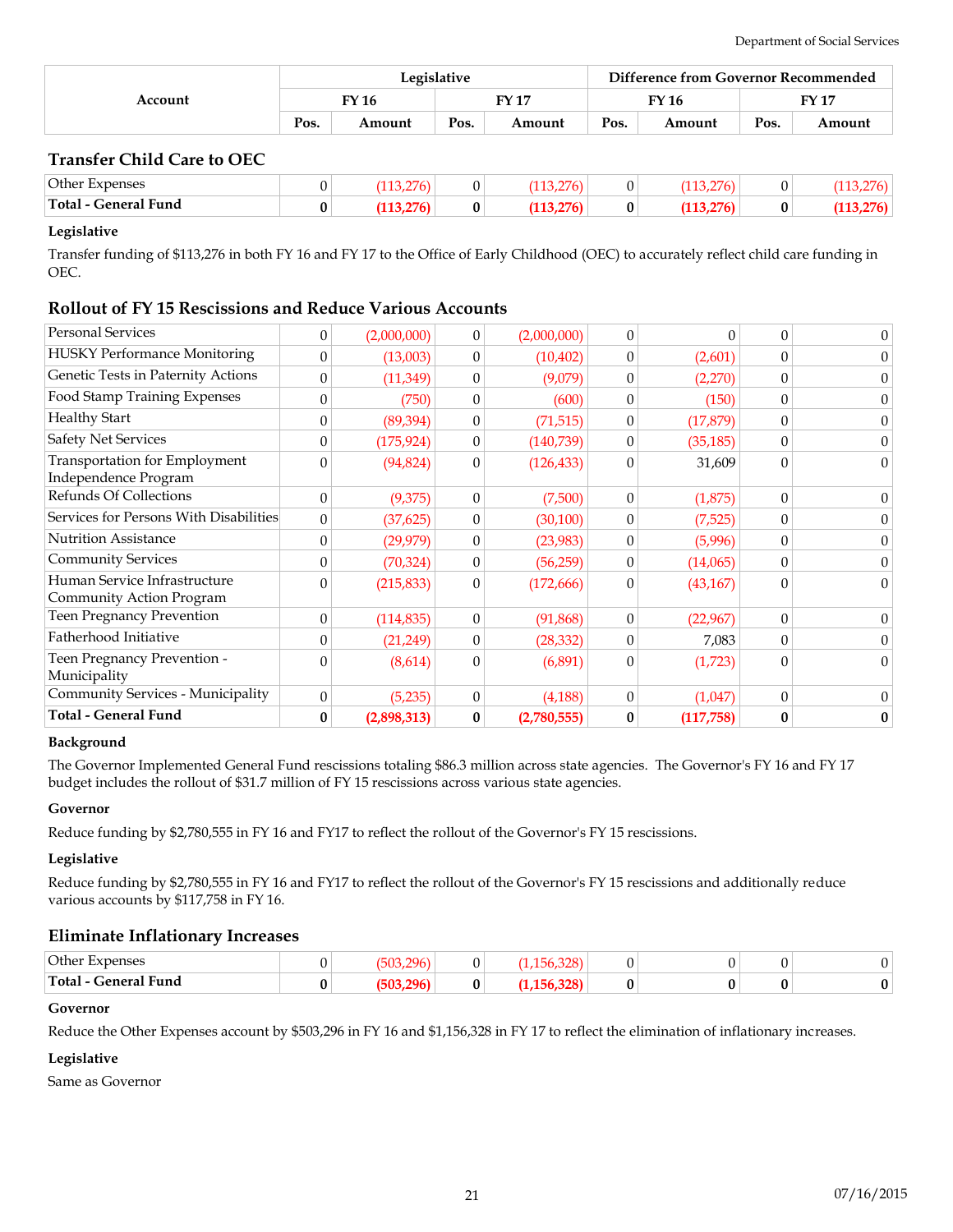| Account | Legislative | | | | Difference from Governor Recommended | | | |
|---|---|---|---|---|---|---|---|---|
| | FY 16 | | FY 17 | | FY 16 | | FY 17 | |
| | Pos. | Amount | Pos. | Amount | Pos. | Amount | Pos. | Amount |

### Transfer Child Care to OEC

| Account | FY 16 Pos. | FY 16 Amount | FY 17 Pos. | FY 17 Amount | Diff FY 16 Pos. | Diff FY 16 Amount | Diff FY 17 Pos. | Diff FY 17 Amount |
|---|---|---|---|---|---|---|---|---|
| Other Expenses | 0 | (113,276) | 0 | (113,276) | 0 | (113,276) | 0 | (113,276) |
| **Total - General Fund** | **0** | **(113,276)** | **0** | **(113,276)** | **0** | **(113,276)** | **0** | **(113,276)** |

**Legislative**

Transfer funding of $113,276 in both FY 16 and FY 17 to the Office of Early Childhood (OEC) to accurately reflect child care funding in OEC.

### Rollout of FY 15 Rescissions and Reduce Various Accounts

| Account | FY 16 Pos. | FY 16 Amount | FY 17 Pos. | FY 17 Amount | Diff FY 16 Pos. | Diff FY 16 Amount | Diff FY 17 Pos. | Diff FY 17 Amount |
|---|---|---|---|---|---|---|---|---|
| Personal Services | 0 | (2,000,000) | 0 | (2,000,000) | 0 | 0 | 0 | 0 |
| HUSKY Performance Monitoring | 0 | (13,003) | 0 | (10,402) | 0 | (2,601) | 0 | 0 |
| Genetic Tests in Paternity Actions | 0 | (11,349) | 0 | (9,079) | 0 | (2,270) | 0 | 0 |
| Food Stamp Training Expenses | 0 | (750) | 0 | (600) | 0 | (150) | 0 | 0 |
| Healthy Start | 0 | (89,394) | 0 | (71,515) | 0 | (17,879) | 0 | 0 |
| Safety Net Services | 0 | (175,924) | 0 | (140,739) | 0 | (35,185) | 0 | 0 |
| Transportation for Employment Independence Program | 0 | (94,824) | 0 | (126,433) | 0 | 31,609 | 0 | 0 |
| Refunds Of Collections | 0 | (9,375) | 0 | (7,500) | 0 | (1,875) | 0 | 0 |
| Services for Persons With Disabilities | 0 | (37,625) | 0 | (30,100) | 0 | (7,525) | 0 | 0 |
| Nutrition Assistance | 0 | (29,979) | 0 | (23,983) | 0 | (5,996) | 0 | 0 |
| Community Services | 0 | (70,324) | 0 | (56,259) | 0 | (14,065) | 0 | 0 |
| Human Service Infrastructure Community Action Program | 0 | (215,833) | 0 | (172,666) | 0 | (43,167) | 0 | 0 |
| Teen Pregnancy Prevention | 0 | (114,835) | 0 | (91,868) | 0 | (22,967) | 0 | 0 |
| Fatherhood Initiative | 0 | (21,249) | 0 | (28,332) | 0 | 7,083 | 0 | 0 |
| Teen Pregnancy Prevention - Municipality | 0 | (8,614) | 0 | (6,891) | 0 | (1,723) | 0 | 0 |
| Community Services - Municipality | 0 | (5,235) | 0 | (4,188) | 0 | (1,047) | 0 | 0 |
| **Total - General Fund** | **0** | **(2,898,313)** | **0** | **(2,780,555)** | **0** | **(117,758)** | **0** | **0** |

**Background**

The Governor Implemented General Fund rescissions totaling $86.3 million across state agencies. The Governor's FY 16 and FY 17 budget includes the rollout of $31.7 million of FY 15 rescissions across various state agencies.

**Governor**

Reduce funding by $2,780,555 in FY 16 and FY17 to reflect the rollout of the Governor's FY 15 rescissions.

**Legislative**

Reduce funding by $2,780,555 in FY 16 and FY17 to reflect the rollout of the Governor's FY 15 rescissions and additionally reduce various accounts by $117,758 in FY 16.

### Eliminate Inflationary Increases

| Account | FY 16 Pos. | FY 16 Amount | FY 17 Pos. | FY 17 Amount | Diff FY 16 Pos. | Diff FY 16 Amount | Diff FY 17 Pos. | Diff FY 17 Amount |
|---|---|---|---|---|---|---|---|---|
| Other Expenses | 0 | (503,296) | 0 | (1,156,328) | 0 | 0 | 0 | 0 |
| **Total - General Fund** | **0** | **(503,296)** | **0** | **(1,156,328)** | **0** | **0** | **0** | **0** |

**Governor**

Reduce the Other Expenses account by $503,296 in FY 16 and $1,156,328 in FY 17 to reflect the elimination of inflationary increases.

**Legislative**

Same as Governor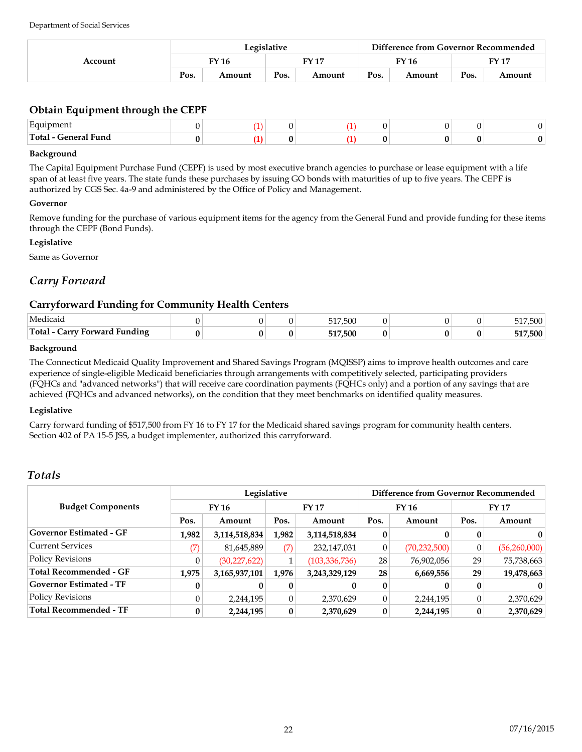Department of Social Services

| Account | Legislative | | | | Difference from Governor Recommended | | | |
|---|---|---|---|---|---|---|---|---|
| | FY 16 | | FY 17 | | FY 16 | | FY 17 | |
| | Pos. | Amount | Pos. | Amount | Pos. | Amount | Pos. | Amount |

## Obtain Equipment through the CEPF

| Account | FY 16 Pos. | FY 16 Amount | FY 17 Pos. | FY 17 Amount | Diff. FY 16 Pos. | Diff. FY 16 Amount | Diff. FY 17 Pos. | Diff. FY 17 Amount |
|---|---|---|---|---|---|---|---|---|
| Equipment | 0 | (1) | 0 | (1) | 0 | 0 | 0 | 0 |
| **Total - General Fund** | **0** | **(1)** | **0** | **(1)** | **0** | **0** | **0** | **0** |

**Background**

The Capital Equipment Purchase Fund (CEPF) is used by most executive branch agencies to purchase or lease equipment with a life span of at least five years. The state funds these purchases by issuing GO bonds with maturities of up to five years. The CEPF is authorized by CGS Sec. 4a-9 and administered by the Office of Policy and Management.

**Governor**

Remove funding for the purchase of various equipment items for the agency from the General Fund and provide funding for these items through the CEPF (Bond Funds).

**Legislative**

Same as Governor

## *Carry Forward*

## Carryforward Funding for Community Health Centers

| Account | FY 16 Pos. | FY 16 Amount | FY 17 Pos. | FY 17 Amount | Diff. FY 16 Pos. | Diff. FY 16 Amount | Diff. FY 17 Pos. | Diff. FY 17 Amount |
|---|---|---|---|---|---|---|---|---|
| Medicaid | 0 | 0 | 0 | 517,500 | 0 | 0 | 0 | 517,500 |
| **Total - Carry Forward Funding** | **0** | **0** | **0** | **517,500** | **0** | **0** | **0** | **517,500** |

**Background**

The Connecticut Medicaid Quality Improvement and Shared Savings Program (MQISSP) aims to improve health outcomes and care experience of single-eligible Medicaid beneficiaries through arrangements with competitively selected, participating providers (FQHCs and "advanced networks") that will receive care coordination payments (FQHCs only) and a portion of any savings that are achieved (FQHCs and advanced networks), on the condition that they meet benchmarks on identified quality measures.

**Legislative**

Carry forward funding of $517,500 from FY 16 to FY 17 for the Medicaid shared savings program for community health centers. Section 402 of PA 15-5 JSS, a budget implementer, authorized this carryforward.

## *Totals*

| Budget Components | Legislative | | | | Difference from Governor Recommended | | | |
|---|---|---|---|---|---|---|---|---|
| | FY 16 | | FY 17 | | FY 16 | | FY 17 | |
| | Pos. | Amount | Pos. | Amount | Pos. | Amount | Pos. | Amount |
| **Governor Estimated - GF** | **1,982** | **3,114,518,834** | **1,982** | **3,114,518,834** | **0** | **0** | **0** | **0** |
| Current Services | (7) | 81,645,889 | (7) | 232,147,031 | 0 | (70,232,500) | 0 | (56,260,000) |
| Policy Revisions | 0 | (30,227,622) | 1 | (103,336,736) | 28 | 76,902,056 | 29 | 75,738,663 |
| **Total Recommended - GF** | **1,975** | **3,165,937,101** | **1,976** | **3,243,329,129** | **28** | **6,669,556** | **29** | **19,478,663** |
| **Governor Estimated - TF** | **0** | **0** | **0** | **0** | **0** | **0** | **0** | **0** |
| Policy Revisions | 0 | 2,244,195 | 0 | 2,370,629 | 0 | 2,244,195 | 0 | 2,370,629 |
| **Total Recommended - TF** | **0** | **2,244,195** | **0** | **2,370,629** | **0** | **2,244,195** | **0** | **2,370,629** |